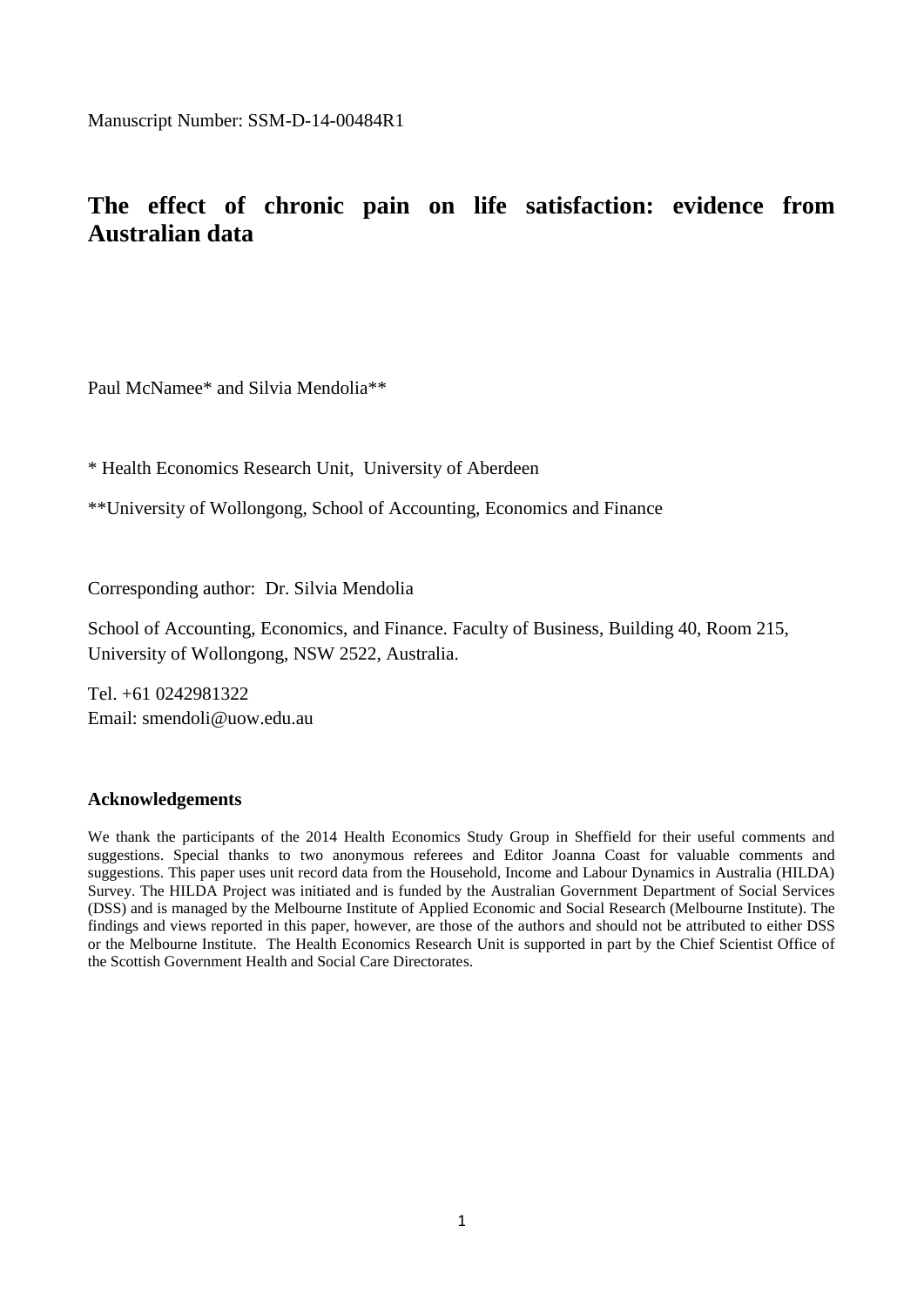Manuscript Number: SSM-D-14-00484R1

# The effect of chronic pain on life satisfaction: evidence from Australian data

Paul McNamee* and Silvia Mendolia**

\* Health Economics Research Unit, University of Aberdeen

**University of Wollongong, School of Accounting, Economics and Finance

Corresponding author: Dr. Silvia Mendolia

School of Accounting, Economics, and Finance. Faculty of Business, Building 40, Room 215, University of Wollongong, NSW 2522, Australia.

Tel. +61 0242981322
Email: smendoli@uow.edu.au

### Acknowledgements

We thank the participants of the 2014 Health Economics Study Group in Sheffield for their useful comments and suggestions. Special thanks to two anonymous referees and Editor Joanna Coast for valuable comments and suggestions. This paper uses unit record data from the Household, Income and Labour Dynamics in Australia (HILDA) Survey. The HILDA Project was initiated and is funded by the Australian Government Department of Social Services (DSS) and is managed by the Melbourne Institute of Applied Economic and Social Research (Melbourne Institute). The findings and views reported in this paper, however, are those of the authors and should not be attributed to either DSS or the Melbourne Institute. The Health Economics Research Unit is supported in part by the Chief Scientist Office of the Scottish Government Health and Social Care Directorates.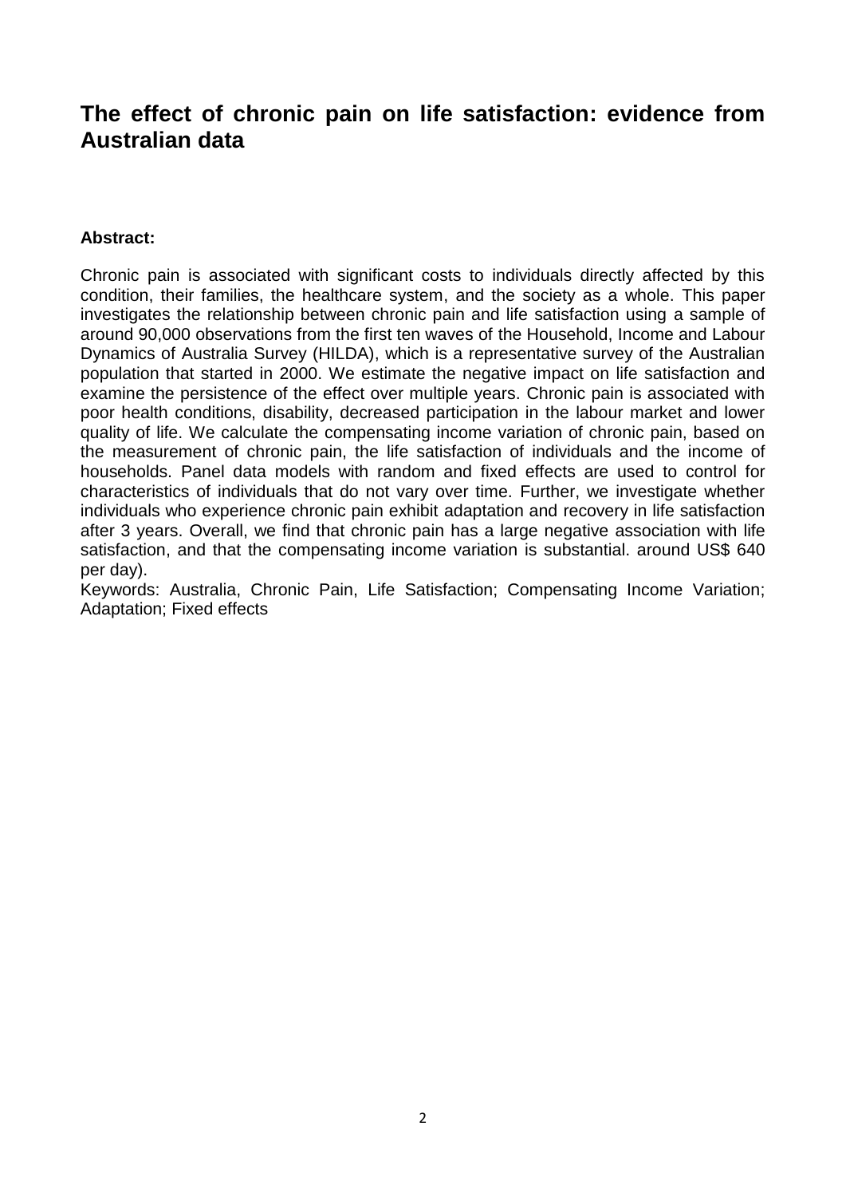# The effect of chronic pain on life satisfaction: evidence from Australian data

**Abstract:**

Chronic pain is associated with significant costs to individuals directly affected by this condition, their families, the healthcare system, and the society as a whole. This paper investigates the relationship between chronic pain and life satisfaction using a sample of around 90,000 observations from the first ten waves of the Household, Income and Labour Dynamics of Australia Survey (HILDA), which is a representative survey of the Australian population that started in 2000. We estimate the negative impact on life satisfaction and examine the persistence of the effect over multiple years. Chronic pain is associated with poor health conditions, disability, decreased participation in the labour market and lower quality of life. We calculate the compensating income variation of chronic pain, based on the measurement of chronic pain, the life satisfaction of individuals and the income of households. Panel data models with random and fixed effects are used to control for characteristics of individuals that do not vary over time. Further, we investigate whether individuals who experience chronic pain exhibit adaptation and recovery in life satisfaction after 3 years. Overall, we find that chronic pain has a large negative association with life satisfaction, and that the compensating income variation is substantial. around US$ 640 per day).

Keywords: Australia, Chronic Pain, Life Satisfaction; Compensating Income Variation; Adaptation; Fixed effects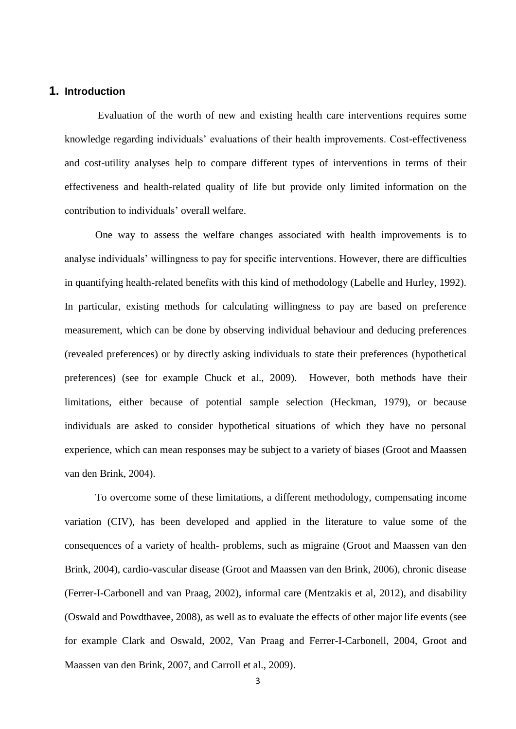# 1. Introduction

Evaluation of the worth of new and existing health care interventions requires some knowledge regarding individuals' evaluations of their health improvements. Cost-effectiveness and cost-utility analyses help to compare different types of interventions in terms of their effectiveness and health-related quality of life but provide only limited information on the contribution to individuals' overall welfare.

One way to assess the welfare changes associated with health improvements is to analyse individuals' willingness to pay for specific interventions. However, there are difficulties in quantifying health-related benefits with this kind of methodology (Labelle and Hurley, 1992). In particular, existing methods for calculating willingness to pay are based on preference measurement, which can be done by observing individual behaviour and deducing preferences (revealed preferences) or by directly asking individuals to state their preferences (hypothetical preferences) (see for example Chuck et al., 2009). However, both methods have their limitations, either because of potential sample selection (Heckman, 1979), or because individuals are asked to consider hypothetical situations of which they have no personal experience, which can mean responses may be subject to a variety of biases (Groot and Maassen van den Brink, 2004).

To overcome some of these limitations, a different methodology, compensating income variation (CIV), has been developed and applied in the literature to value some of the consequences of a variety of health- problems, such as migraine (Groot and Maassen van den Brink, 2004), cardio-vascular disease (Groot and Maassen van den Brink, 2006), chronic disease (Ferrer-I-Carbonell and van Praag, 2002), informal care (Mentzakis et al, 2012), and disability (Oswald and Powdthavee, 2008), as well as to evaluate the effects of other major life events (see for example Clark and Oswald, 2002, Van Praag and Ferrer-I-Carbonell, 2004, Groot and Maassen van den Brink, 2007, and Carroll et al., 2009).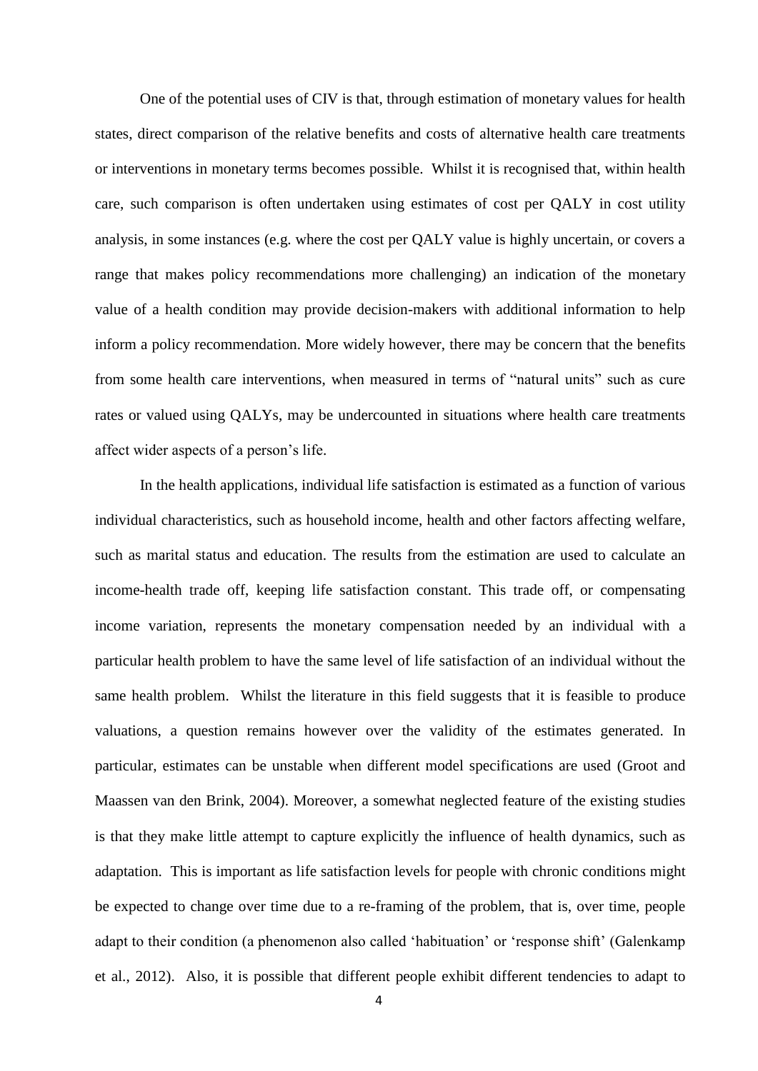One of the potential uses of CIV is that, through estimation of monetary values for health states, direct comparison of the relative benefits and costs of alternative health care treatments or interventions in monetary terms becomes possible. Whilst it is recognised that, within health care, such comparison is often undertaken using estimates of cost per QALY in cost utility analysis, in some instances (e.g. where the cost per QALY value is highly uncertain, or covers a range that makes policy recommendations more challenging) an indication of the monetary value of a health condition may provide decision-makers with additional information to help inform a policy recommendation. More widely however, there may be concern that the benefits from some health care interventions, when measured in terms of "natural units" such as cure rates or valued using QALYs, may be undercounted in situations where health care treatments affect wider aspects of a person's life.

In the health applications, individual life satisfaction is estimated as a function of various individual characteristics, such as household income, health and other factors affecting welfare, such as marital status and education. The results from the estimation are used to calculate an income-health trade off, keeping life satisfaction constant. This trade off, or compensating income variation, represents the monetary compensation needed by an individual with a particular health problem to have the same level of life satisfaction of an individual without the same health problem. Whilst the literature in this field suggests that it is feasible to produce valuations, a question remains however over the validity of the estimates generated. In particular, estimates can be unstable when different model specifications are used (Groot and Maassen van den Brink, 2004). Moreover, a somewhat neglected feature of the existing studies is that they make little attempt to capture explicitly the influence of health dynamics, such as adaptation. This is important as life satisfaction levels for people with chronic conditions might be expected to change over time due to a re-framing of the problem, that is, over time, people adapt to their condition (a phenomenon also called 'habituation' or 'response shift' (Galenkamp et al., 2012). Also, it is possible that different people exhibit different tendencies to adapt to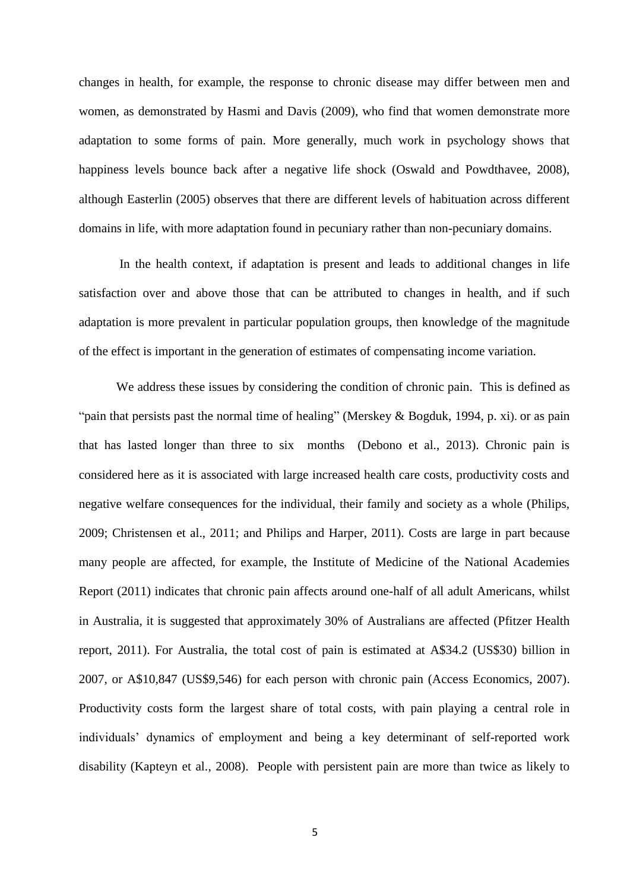changes in health, for example, the response to chronic disease may differ between men and women, as demonstrated by Hasmi and Davis (2009), who find that women demonstrate more adaptation to some forms of pain. More generally, much work in psychology shows that happiness levels bounce back after a negative life shock (Oswald and Powdthavee, 2008), although Easterlin (2005) observes that there are different levels of habituation across different domains in life, with more adaptation found in pecuniary rather than non-pecuniary domains.

In the health context, if adaptation is present and leads to additional changes in life satisfaction over and above those that can be attributed to changes in health, and if such adaptation is more prevalent in particular population groups, then knowledge of the magnitude of the effect is important in the generation of estimates of compensating income variation.

We address these issues by considering the condition of chronic pain. This is defined as "pain that persists past the normal time of healing" (Merskey & Bogduk, 1994, p. xi). or as pain that has lasted longer than three to six months (Debono et al., 2013). Chronic pain is considered here as it is associated with large increased health care costs, productivity costs and negative welfare consequences for the individual, their family and society as a whole (Philips, 2009; Christensen et al., 2011; and Philips and Harper, 2011). Costs are large in part because many people are affected, for example, the Institute of Medicine of the National Academies Report (2011) indicates that chronic pain affects around one-half of all adult Americans, whilst in Australia, it is suggested that approximately 30% of Australians are affected (Pfitzer Health report, 2011). For Australia, the total cost of pain is estimated at A$34.2 (US$30) billion in 2007, or A$10,847 (US$9,546) for each person with chronic pain (Access Economics, 2007). Productivity costs form the largest share of total costs, with pain playing a central role in individuals' dynamics of employment and being a key determinant of self-reported work disability (Kapteyn et al., 2008). People with persistent pain are more than twice as likely to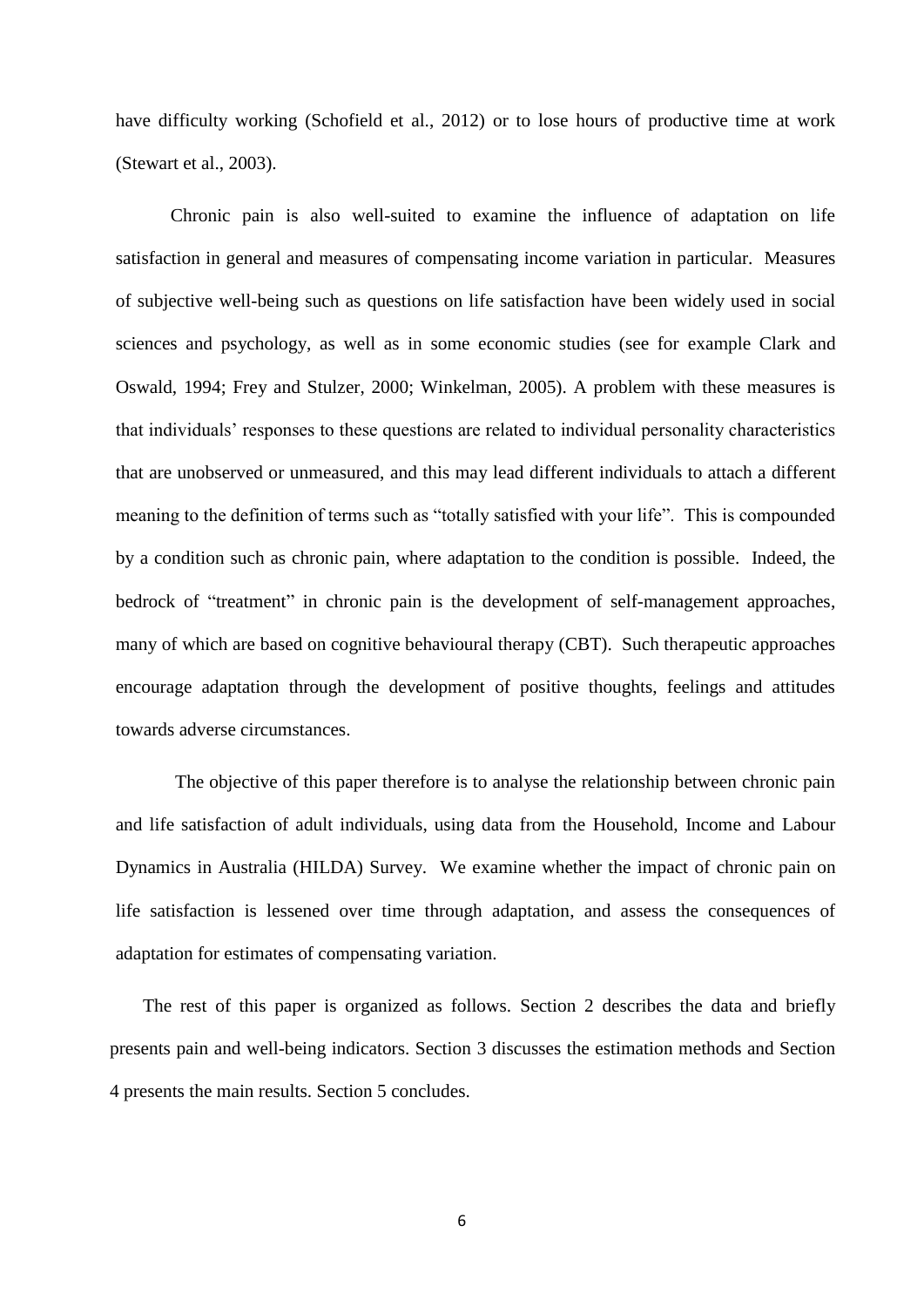have difficulty working (Schofield et al., 2012) or to lose hours of productive time at work (Stewart et al., 2003).

Chronic pain is also well-suited to examine the influence of adaptation on life satisfaction in general and measures of compensating income variation in particular. Measures of subjective well-being such as questions on life satisfaction have been widely used in social sciences and psychology, as well as in some economic studies (see for example Clark and Oswald, 1994; Frey and Stulzer, 2000; Winkelman, 2005). A problem with these measures is that individuals' responses to these questions are related to individual personality characteristics that are unobserved or unmeasured, and this may lead different individuals to attach a different meaning to the definition of terms such as "totally satisfied with your life". This is compounded by a condition such as chronic pain, where adaptation to the condition is possible. Indeed, the bedrock of "treatment" in chronic pain is the development of self-management approaches, many of which are based on cognitive behavioural therapy (CBT). Such therapeutic approaches encourage adaptation through the development of positive thoughts, feelings and attitudes towards adverse circumstances.

The objective of this paper therefore is to analyse the relationship between chronic pain and life satisfaction of adult individuals, using data from the Household, Income and Labour Dynamics in Australia (HILDA) Survey. We examine whether the impact of chronic pain on life satisfaction is lessened over time through adaptation, and assess the consequences of adaptation for estimates of compensating variation.

The rest of this paper is organized as follows. Section 2 describes the data and briefly presents pain and well-being indicators. Section 3 discusses the estimation methods and Section 4 presents the main results. Section 5 concludes.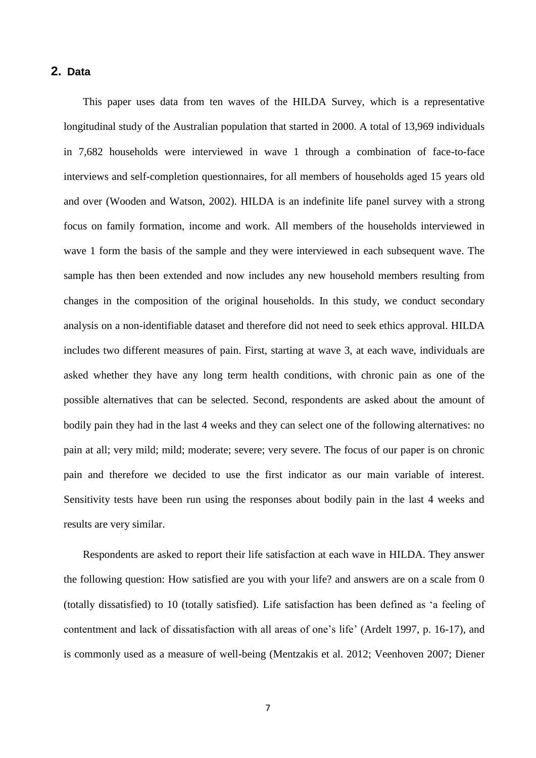## 2. Data

This paper uses data from ten waves of the HILDA Survey, which is a representative longitudinal study of the Australian population that started in 2000. A total of 13,969 individuals in 7,682 households were interviewed in wave 1 through a combination of face-to-face interviews and self-completion questionnaires, for all members of households aged 15 years old and over (Wooden and Watson, 2002). HILDA is an indefinite life panel survey with a strong focus on family formation, income and work. All members of the households interviewed in wave 1 form the basis of the sample and they were interviewed in each subsequent wave. The sample has then been extended and now includes any new household members resulting from changes in the composition of the original households. In this study, we conduct secondary analysis on a non-identifiable dataset and therefore did not need to seek ethics approval. HILDA includes two different measures of pain. First, starting at wave 3, at each wave, individuals are asked whether they have any long term health conditions, with chronic pain as one of the possible alternatives that can be selected. Second, respondents are asked about the amount of bodily pain they had in the last 4 weeks and they can select one of the following alternatives: no pain at all; very mild; mild; moderate; severe; very severe. The focus of our paper is on chronic pain and therefore we decided to use the first indicator as our main variable of interest. Sensitivity tests have been run using the responses about bodily pain in the last 4 weeks and results are very similar.

Respondents are asked to report their life satisfaction at each wave in HILDA. They answer the following question: How satisfied are you with your life? and answers are on a scale from 0 (totally dissatisfied) to 10 (totally satisfied). Life satisfaction has been defined as 'a feeling of contentment and lack of dissatisfaction with all areas of one's life' (Ardelt 1997, p. 16-17), and is commonly used as a measure of well-being (Mentzakis et al. 2012; Veenhoven 2007; Diener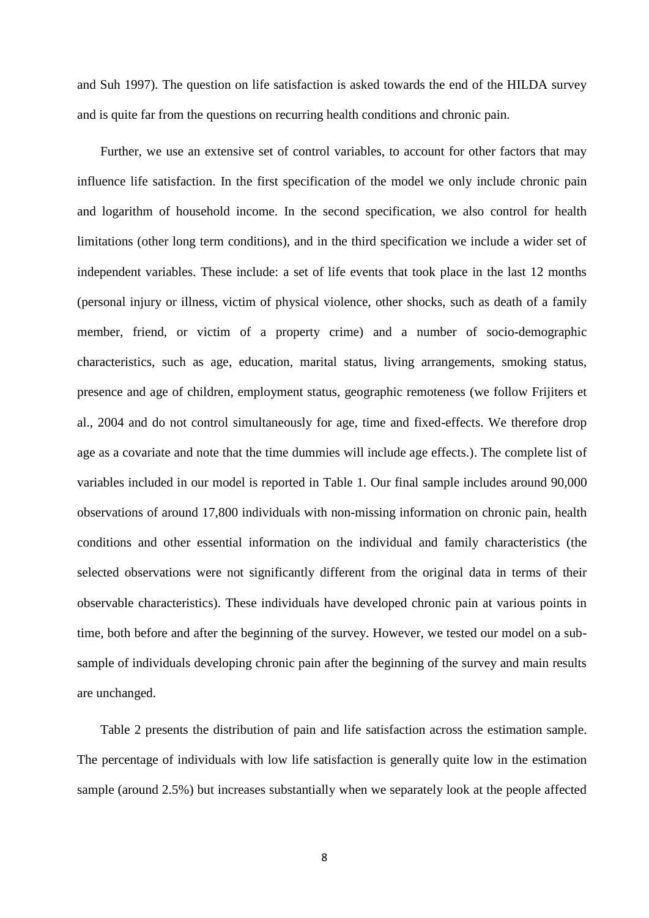and Suh 1997). The question on life satisfaction is asked towards the end of the HILDA survey and is quite far from the questions on recurring health conditions and chronic pain.

Further, we use an extensive set of control variables, to account for other factors that may influence life satisfaction. In the first specification of the model we only include chronic pain and logarithm of household income. In the second specification, we also control for health limitations (other long term conditions), and in the third specification we include a wider set of independent variables. These include: a set of life events that took place in the last 12 months (personal injury or illness, victim of physical violence, other shocks, such as death of a family member, friend, or victim of a property crime) and a number of socio-demographic characteristics, such as age, education, marital status, living arrangements, smoking status, presence and age of children, employment status, geographic remoteness (we follow Frijiters et al., 2004 and do not control simultaneously for age, time and fixed-effects. We therefore drop age as a covariate and note that the time dummies will include age effects.). The complete list of variables included in our model is reported in Table 1. Our final sample includes around 90,000 observations of around 17,800 individuals with non-missing information on chronic pain, health conditions and other essential information on the individual and family characteristics (the selected observations were not significantly different from the original data in terms of their observable characteristics). These individuals have developed chronic pain at various points in time, both before and after the beginning of the survey. However, we tested our model on a sub-sample of individuals developing chronic pain after the beginning of the survey and main results are unchanged.

Table 2 presents the distribution of pain and life satisfaction across the estimation sample. The percentage of individuals with low life satisfaction is generally quite low in the estimation sample (around 2.5%) but increases substantially when we separately look at the people affected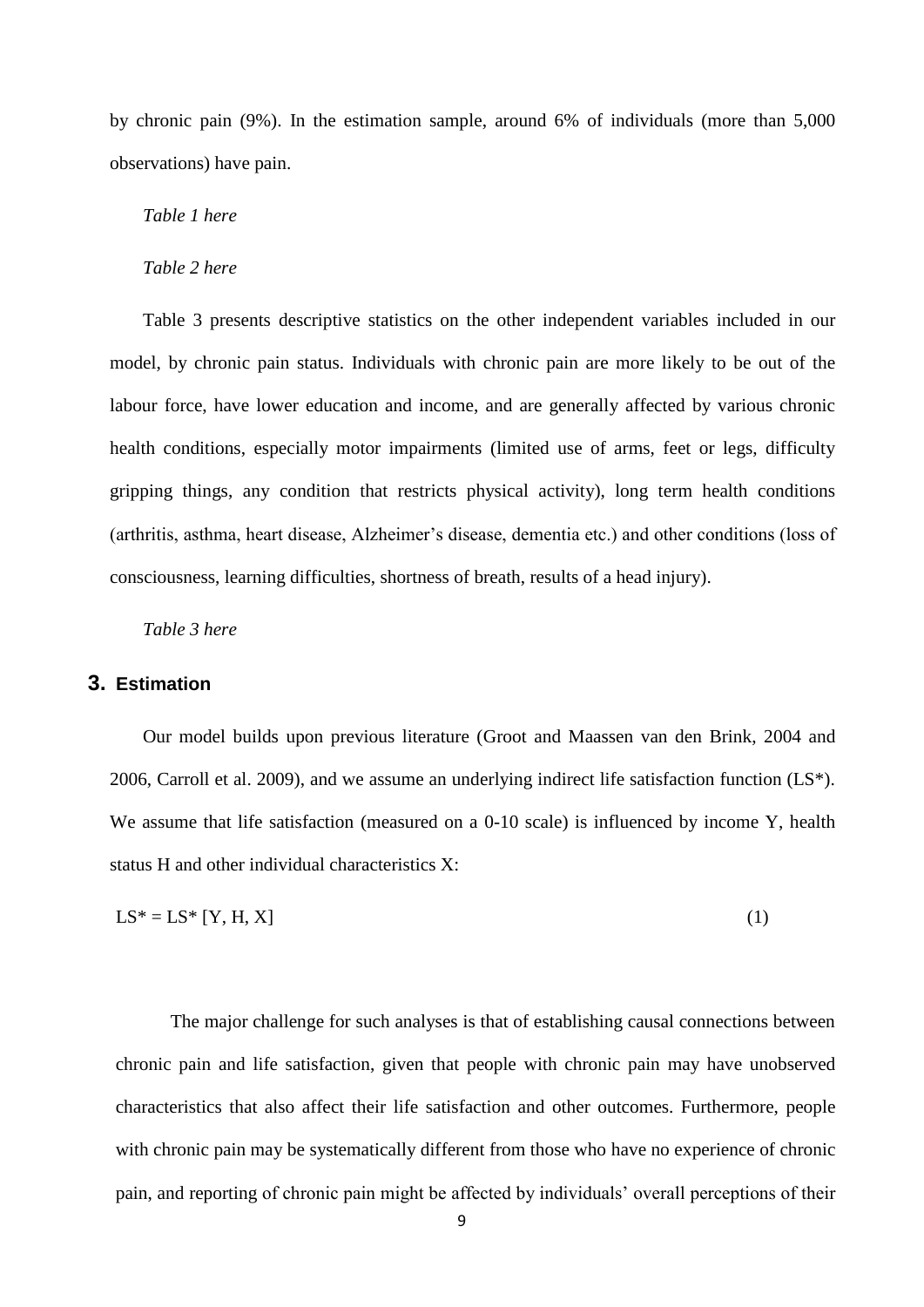by chronic pain (9%). In the estimation sample, around 6% of individuals (more than 5,000 observations) have pain.

*Table 1 here*

*Table 2 here*

Table 3 presents descriptive statistics on the other independent variables included in our model, by chronic pain status. Individuals with chronic pain are more likely to be out of the labour force, have lower education and income, and are generally affected by various chronic health conditions, especially motor impairments (limited use of arms, feet or legs, difficulty gripping things, any condition that restricts physical activity), long term health conditions (arthritis, asthma, heart disease, Alzheimer's disease, dementia etc.) and other conditions (loss of consciousness, learning difficulties, shortness of breath, results of a head injury).

*Table 3 here*

## 3. Estimation

Our model builds upon previous literature (Groot and Maassen van den Brink, 2004 and 2006, Carroll et al. 2009), and we assume an underlying indirect life satisfaction function (LS*). We assume that life satisfaction (measured on a 0-10 scale) is influenced by income Y, health status H and other individual characteristics X:

$$LS^* = LS^* [Y, H, X] \tag{1}$$

The major challenge for such analyses is that of establishing causal connections between chronic pain and life satisfaction, given that people with chronic pain may have unobserved characteristics that also affect their life satisfaction and other outcomes. Furthermore, people with chronic pain may be systematically different from those who have no experience of chronic pain, and reporting of chronic pain might be affected by individuals' overall perceptions of their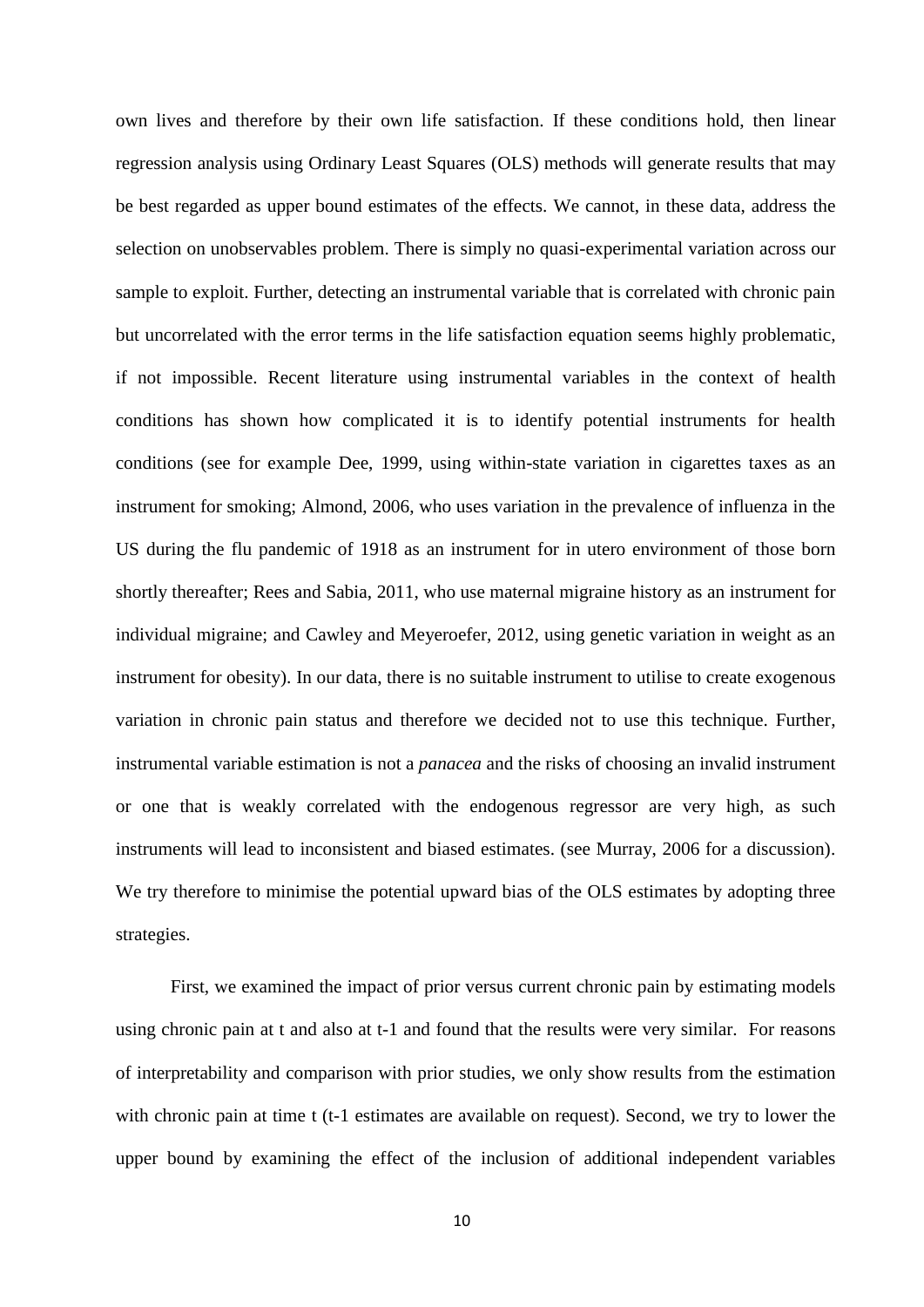own lives and therefore by their own life satisfaction. If these conditions hold, then linear regression analysis using Ordinary Least Squares (OLS) methods will generate results that may be best regarded as upper bound estimates of the effects. We cannot, in these data, address the selection on unobservables problem. There is simply no quasi-experimental variation across our sample to exploit. Further, detecting an instrumental variable that is correlated with chronic pain but uncorrelated with the error terms in the life satisfaction equation seems highly problematic, if not impossible. Recent literature using instrumental variables in the context of health conditions has shown how complicated it is to identify potential instruments for health conditions (see for example Dee, 1999, using within-state variation in cigarettes taxes as an instrument for smoking; Almond, 2006, who uses variation in the prevalence of influenza in the US during the flu pandemic of 1918 as an instrument for in utero environment of those born shortly thereafter; Rees and Sabia, 2011, who use maternal migraine history as an instrument for individual migraine; and Cawley and Meyeroefer, 2012, using genetic variation in weight as an instrument for obesity). In our data, there is no suitable instrument to utilise to create exogenous variation in chronic pain status and therefore we decided not to use this technique. Further, instrumental variable estimation is not a *panacea* and the risks of choosing an invalid instrument or one that is weakly correlated with the endogenous regressor are very high, as such instruments will lead to inconsistent and biased estimates. (see Murray, 2006 for a discussion). We try therefore to minimise the potential upward bias of the OLS estimates by adopting three strategies.

First, we examined the impact of prior versus current chronic pain by estimating models using chronic pain at t and also at t-1 and found that the results were very similar. For reasons of interpretability and comparison with prior studies, we only show results from the estimation with chronic pain at time t (t-1 estimates are available on request). Second, we try to lower the upper bound by examining the effect of the inclusion of additional independent variables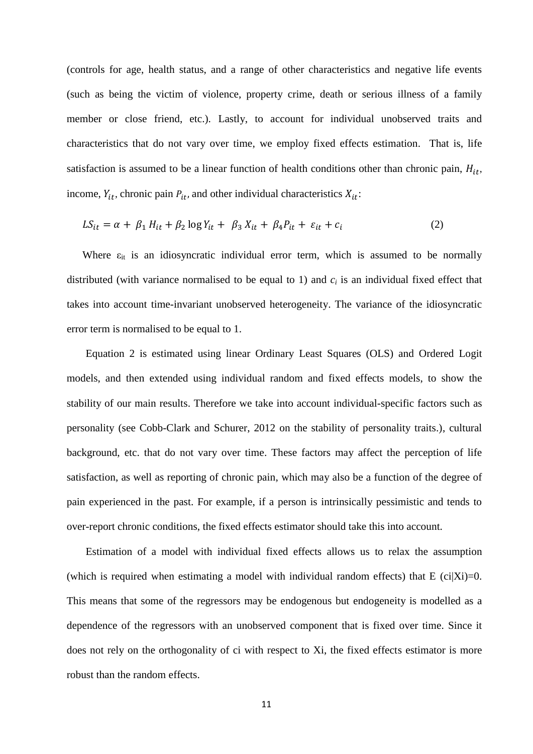(controls for age, health status, and a range of other characteristics and negative life events (such as being the victim of violence, property crime, death or serious illness of a family member or close friend, etc.). Lastly, to account for individual unobserved traits and characteristics that do not vary over time, we employ fixed effects estimation. That is, life satisfaction is assumed to be a linear function of health conditions other than chronic pain, $H_{it}$, income, $Y_{it}$, chronic pain $P_{it}$, and other individual characteristics $X_{it}$:

$$LS_{it} = \alpha + \beta_1 H_{it} + \beta_2 \log Y_{it} + \beta_3 X_{it} + \beta_4 P_{it} + \varepsilon_{it} + c_i \qquad (2)$$

Where $\varepsilon_{it}$ is an idiosyncratic individual error term, which is assumed to be normally distributed (with variance normalised to be equal to 1) and $c_i$ is an individual fixed effect that takes into account time-invariant unobserved heterogeneity. The variance of the idiosyncratic error term is normalised to be equal to 1.

Equation 2 is estimated using linear Ordinary Least Squares (OLS) and Ordered Logit models, and then extended using individual random and fixed effects models, to show the stability of our main results. Therefore we take into account individual-specific factors such as personality (see Cobb-Clark and Schurer, 2012 on the stability of personality traits.), cultural background, etc. that do not vary over time. These factors may affect the perception of life satisfaction, as well as reporting of chronic pain, which may also be a function of the degree of pain experienced in the past. For example, if a person is intrinsically pessimistic and tends to over-report chronic conditions, the fixed effects estimator should take this into account.

Estimation of a model with individual fixed effects allows us to relax the assumption (which is required when estimating a model with individual random effects) that $E(c_i|X_i)=0$. This means that some of the regressors may be endogenous but endogeneity is modelled as a dependence of the regressors with an unobserved component that is fixed over time. Since it does not rely on the orthogonality of $c_i$ with respect to $X_i$, the fixed effects estimator is more robust than the random effects.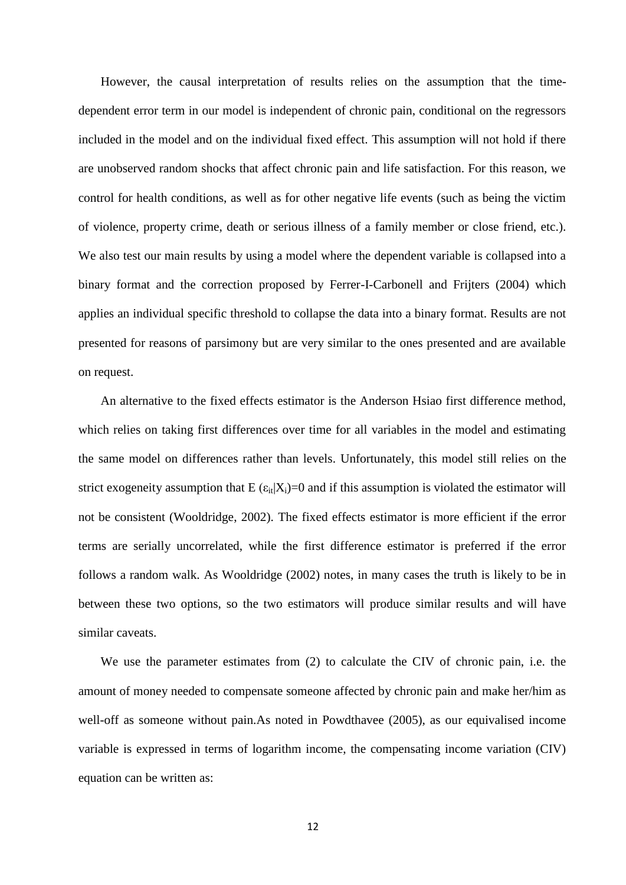However, the causal interpretation of results relies on the assumption that the time-dependent error term in our model is independent of chronic pain, conditional on the regressors included in the model and on the individual fixed effect. This assumption will not hold if there are unobserved random shocks that affect chronic pain and life satisfaction. For this reason, we control for health conditions, as well as for other negative life events (such as being the victim of violence, property crime, death or serious illness of a family member or close friend, etc.). We also test our main results by using a model where the dependent variable is collapsed into a binary format and the correction proposed by Ferrer-I-Carbonell and Frijters (2004) which applies an individual specific threshold to collapse the data into a binary format. Results are not presented for reasons of parsimony but are very similar to the ones presented and are available on request.

An alternative to the fixed effects estimator is the Anderson Hsiao first difference method, which relies on taking first differences over time for all variables in the model and estimating the same model on differences rather than levels. Unfortunately, this model still relies on the strict exogeneity assumption that $E(\varepsilon_{it}|X_i)=0$ and if this assumption is violated the estimator will not be consistent (Wooldridge, 2002). The fixed effects estimator is more efficient if the error terms are serially uncorrelated, while the first difference estimator is preferred if the error follows a random walk. As Wooldridge (2002) notes, in many cases the truth is likely to be in between these two options, so the two estimators will produce similar results and will have similar caveats.

We use the parameter estimates from (2) to calculate the CIV of chronic pain, i.e. the amount of money needed to compensate someone affected by chronic pain and make her/him as well-off as someone without pain.As noted in Powdthavee (2005), as our equivalised income variable is expressed in terms of logarithm income, the compensating income variation (CIV) equation can be written as: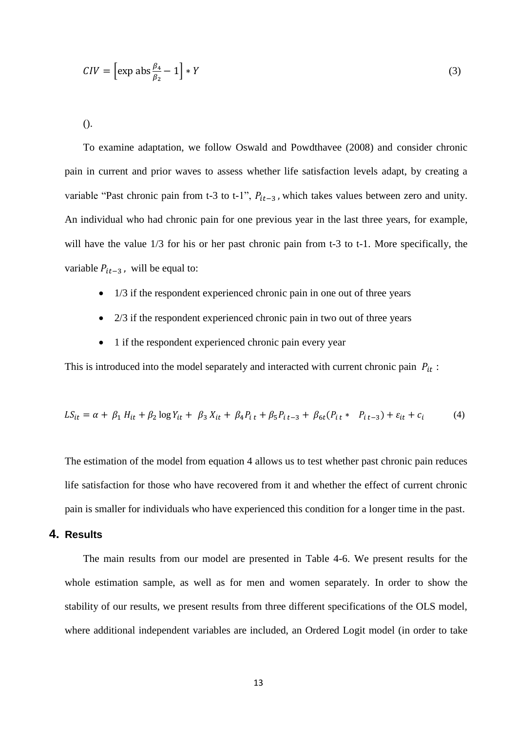$$CIV = \left[\exp \text{abs} \frac{\beta_4}{\beta_2} - 1\right] * Y \tag{3}$$

().

To examine adaptation, we follow Oswald and Powdthavee (2008) and consider chronic pain in current and prior waves to assess whether life satisfaction levels adapt, by creating a variable "Past chronic pain from t-3 to t-1", $P_{it-3}$, which takes values between zero and unity. An individual who had chronic pain for one previous year in the last three years, for example, will have the value 1/3 for his or her past chronic pain from t-3 to t-1. More specifically, the variable $P_{it-3}$, will be equal to:

- 1/3 if the respondent experienced chronic pain in one out of three years
- 2/3 if the respondent experienced chronic pain in two out of three years
- 1 if the respondent experienced chronic pain every year

This is introduced into the model separately and interacted with current chronic pain $P_{it}$ :

$$LS_{it} = \alpha + \beta_1 H_{it} + \beta_2 \log Y_{it} + \beta_3 X_{it} + \beta_4 P_{i\,t} + \beta_5 P_{i\,t-3} + \beta_{6t}(P_{i\,t} * P_{i\,t-3}) + \varepsilon_{it} + c_i \tag{4}$$

The estimation of the model from equation 4 allows us to test whether past chronic pain reduces life satisfaction for those who have recovered from it and whether the effect of current chronic pain is smaller for individuals who have experienced this condition for a longer time in the past.

## 4. Results

The main results from our model are presented in Table 4-6. We present results for the whole estimation sample, as well as for men and women separately. In order to show the stability of our results, we present results from three different specifications of the OLS model, where additional independent variables are included, an Ordered Logit model (in order to take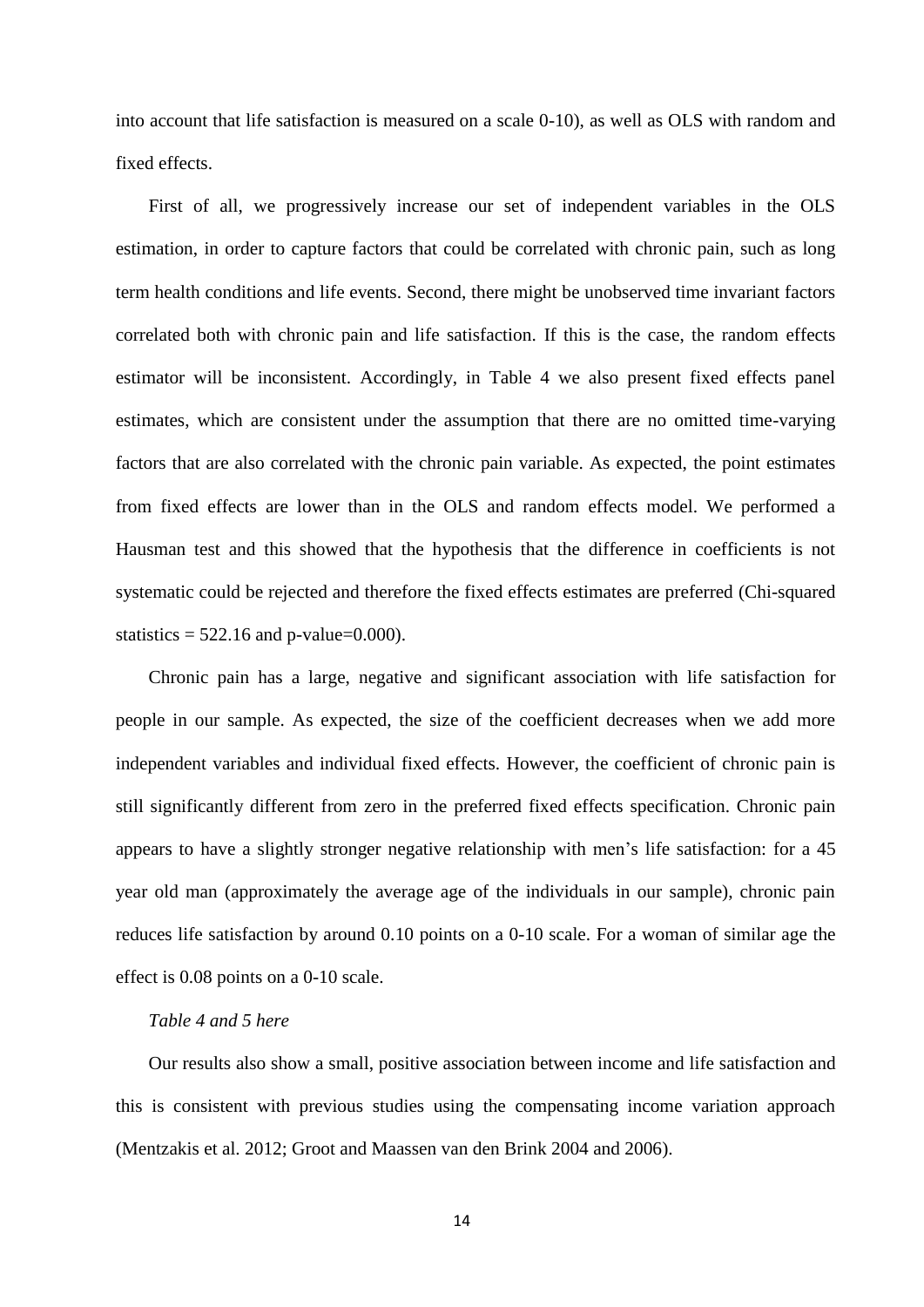into account that life satisfaction is measured on a scale 0-10), as well as OLS with random and fixed effects.

First of all, we progressively increase our set of independent variables in the OLS estimation, in order to capture factors that could be correlated with chronic pain, such as long term health conditions and life events. Second, there might be unobserved time invariant factors correlated both with chronic pain and life satisfaction. If this is the case, the random effects estimator will be inconsistent. Accordingly, in Table 4 we also present fixed effects panel estimates, which are consistent under the assumption that there are no omitted time-varying factors that are also correlated with the chronic pain variable. As expected, the point estimates from fixed effects are lower than in the OLS and random effects model. We performed a Hausman test and this showed that the hypothesis that the difference in coefficients is not systematic could be rejected and therefore the fixed effects estimates are preferred (Chi-squared statistics = 522.16 and p-value=0.000).

Chronic pain has a large, negative and significant association with life satisfaction for people in our sample. As expected, the size of the coefficient decreases when we add more independent variables and individual fixed effects. However, the coefficient of chronic pain is still significantly different from zero in the preferred fixed effects specification. Chronic pain appears to have a slightly stronger negative relationship with men's life satisfaction: for a 45 year old man (approximately the average age of the individuals in our sample), chronic pain reduces life satisfaction by around 0.10 points on a 0-10 scale. For a woman of similar age the effect is 0.08 points on a 0-10 scale.

*Table 4 and 5 here*

Our results also show a small, positive association between income and life satisfaction and this is consistent with previous studies using the compensating income variation approach (Mentzakis et al. 2012; Groot and Maassen van den Brink 2004 and 2006).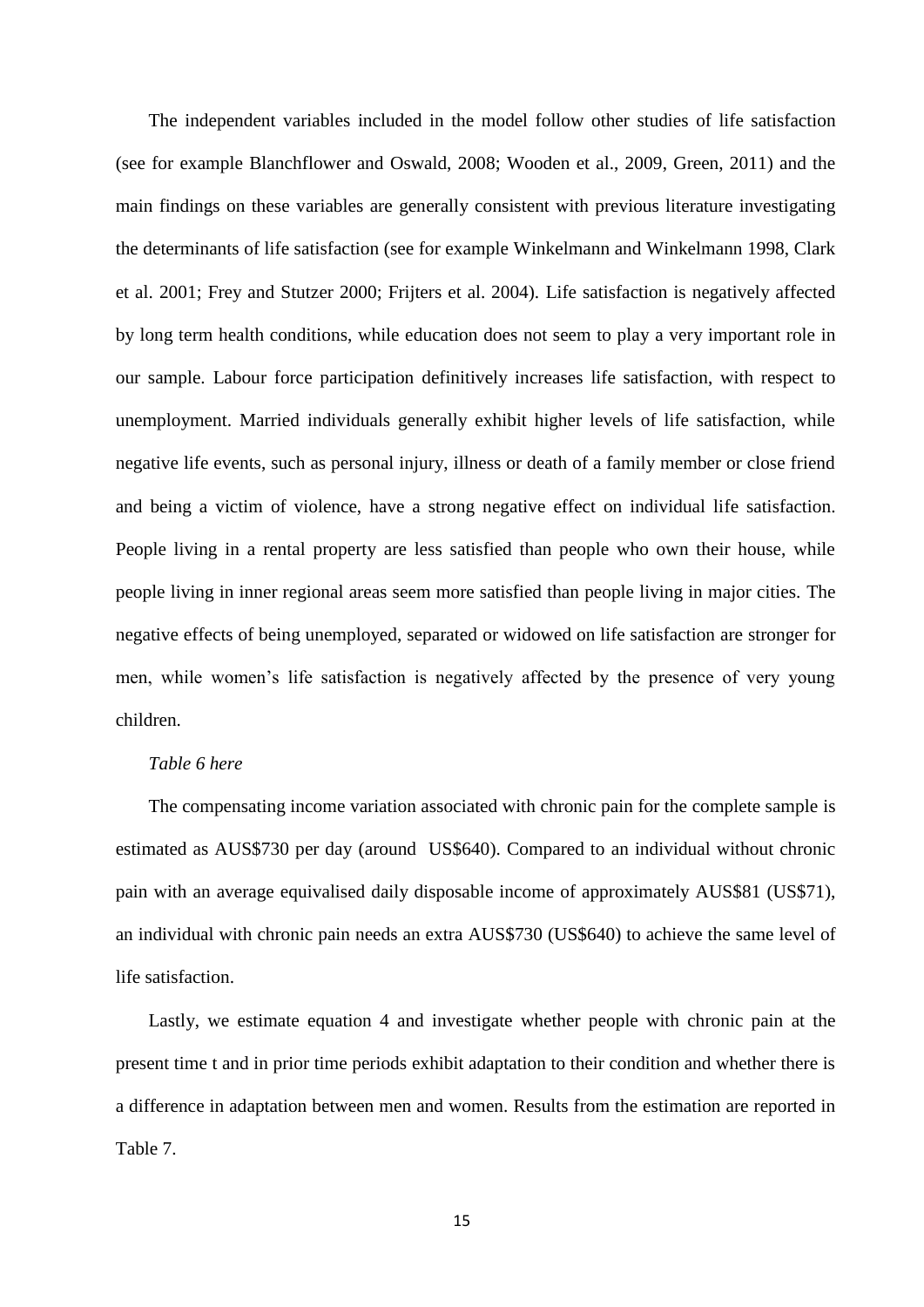The independent variables included in the model follow other studies of life satisfaction (see for example Blanchflower and Oswald, 2008; Wooden et al., 2009, Green, 2011) and the main findings on these variables are generally consistent with previous literature investigating the determinants of life satisfaction (see for example Winkelmann and Winkelmann 1998, Clark et al. 2001; Frey and Stutzer 2000; Frijters et al. 2004). Life satisfaction is negatively affected by long term health conditions, while education does not seem to play a very important role in our sample. Labour force participation definitively increases life satisfaction, with respect to unemployment. Married individuals generally exhibit higher levels of life satisfaction, while negative life events, such as personal injury, illness or death of a family member or close friend and being a victim of violence, have a strong negative effect on individual life satisfaction. People living in a rental property are less satisfied than people who own their house, while people living in inner regional areas seem more satisfied than people living in major cities. The negative effects of being unemployed, separated or widowed on life satisfaction are stronger for men, while women's life satisfaction is negatively affected by the presence of very young children.

*Table 6 here*

The compensating income variation associated with chronic pain for the complete sample is estimated as AUS$730 per day (around US$640). Compared to an individual without chronic pain with an average equivalised daily disposable income of approximately AUS$81 (US$71), an individual with chronic pain needs an extra AUS$730 (US$640) to achieve the same level of life satisfaction.

Lastly, we estimate equation 4 and investigate whether people with chronic pain at the present time t and in prior time periods exhibit adaptation to their condition and whether there is a difference in adaptation between men and women. Results from the estimation are reported in Table 7.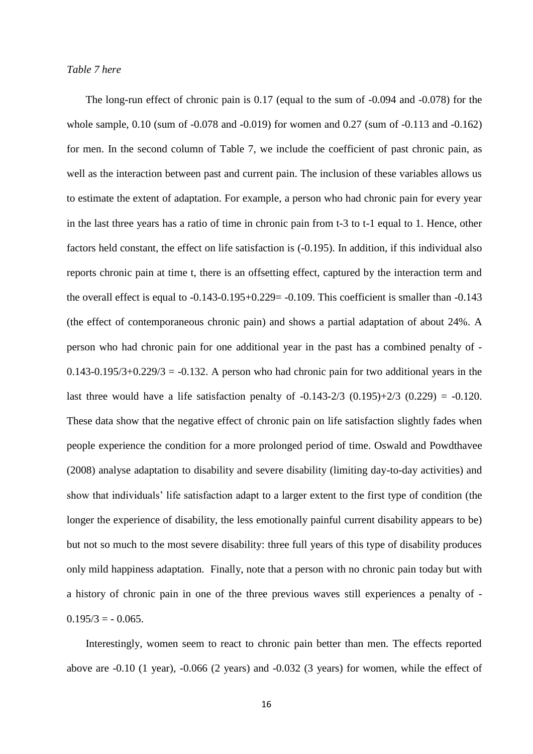*Table 7 here*

The long-run effect of chronic pain is 0.17 (equal to the sum of -0.094 and -0.078) for the whole sample, 0.10 (sum of -0.078 and -0.019) for women and 0.27 (sum of -0.113 and -0.162) for men. In the second column of Table 7, we include the coefficient of past chronic pain, as well as the interaction between past and current pain. The inclusion of these variables allows us to estimate the extent of adaptation. For example, a person who had chronic pain for every year in the last three years has a ratio of time in chronic pain from t-3 to t-1 equal to 1. Hence, other factors held constant, the effect on life satisfaction is (-0.195). In addition, if this individual also reports chronic pain at time t, there is an offsetting effect, captured by the interaction term and the overall effect is equal to -0.143-0.195+0.229= -0.109. This coefficient is smaller than -0.143 (the effect of contemporaneous chronic pain) and shows a partial adaptation of about 24%. A person who had chronic pain for one additional year in the past has a combined penalty of -0.143-0.195/3+0.229/3 = -0.132. A person who had chronic pain for two additional years in the last three would have a life satisfaction penalty of -0.143-2/3 (0.195)+2/3 (0.229) = -0.120. These data show that the negative effect of chronic pain on life satisfaction slightly fades when people experience the condition for a more prolonged period of time. Oswald and Powdthavee (2008) analyse adaptation to disability and severe disability (limiting day-to-day activities) and show that individuals' life satisfaction adapt to a larger extent to the first type of condition (the longer the experience of disability, the less emotionally painful current disability appears to be) but not so much to the most severe disability: three full years of this type of disability produces only mild happiness adaptation. Finally, note that a person with no chronic pain today but with a history of chronic pain in one of the three previous waves still experiences a penalty of -0.195/3 = - 0.065.

Interestingly, women seem to react to chronic pain better than men. The effects reported above are -0.10 (1 year), -0.066 (2 years) and -0.032 (3 years) for women, while the effect of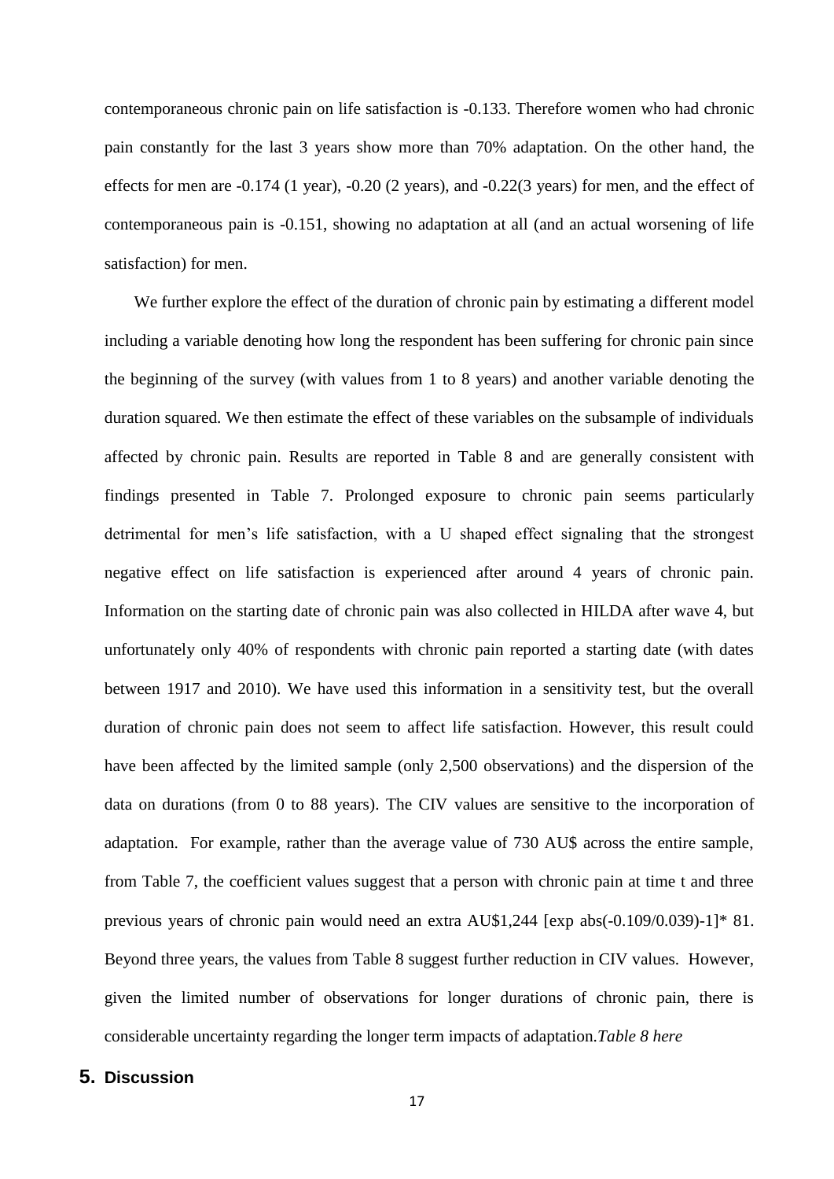contemporaneous chronic pain on life satisfaction is -0.133. Therefore women who had chronic pain constantly for the last 3 years show more than 70% adaptation. On the other hand, the effects for men are -0.174 (1 year), -0.20 (2 years), and -0.22(3 years) for men, and the effect of contemporaneous pain is -0.151, showing no adaptation at all (and an actual worsening of life satisfaction) for men.

We further explore the effect of the duration of chronic pain by estimating a different model including a variable denoting how long the respondent has been suffering for chronic pain since the beginning of the survey (with values from 1 to 8 years) and another variable denoting the duration squared. We then estimate the effect of these variables on the subsample of individuals affected by chronic pain. Results are reported in Table 8 and are generally consistent with findings presented in Table 7. Prolonged exposure to chronic pain seems particularly detrimental for men's life satisfaction, with a U shaped effect signaling that the strongest negative effect on life satisfaction is experienced after around 4 years of chronic pain. Information on the starting date of chronic pain was also collected in HILDA after wave 4, but unfortunately only 40% of respondents with chronic pain reported a starting date (with dates between 1917 and 2010). We have used this information in a sensitivity test, but the overall duration of chronic pain does not seem to affect life satisfaction. However, this result could have been affected by the limited sample (only 2,500 observations) and the dispersion of the data on durations (from 0 to 88 years). The CIV values are sensitive to the incorporation of adaptation. For example, rather than the average value of 730 AU$ across the entire sample, from Table 7, the coefficient values suggest that a person with chronic pain at time t and three previous years of chronic pain would need an extra AU$1,244 [exp abs(-0.109/0.039)-1]* 81. Beyond three years, the values from Table 8 suggest further reduction in CIV values. However, given the limited number of observations for longer durations of chronic pain, there is considerable uncertainty regarding the longer term impacts of adaptation.*Table 8 here*

# 5. Discussion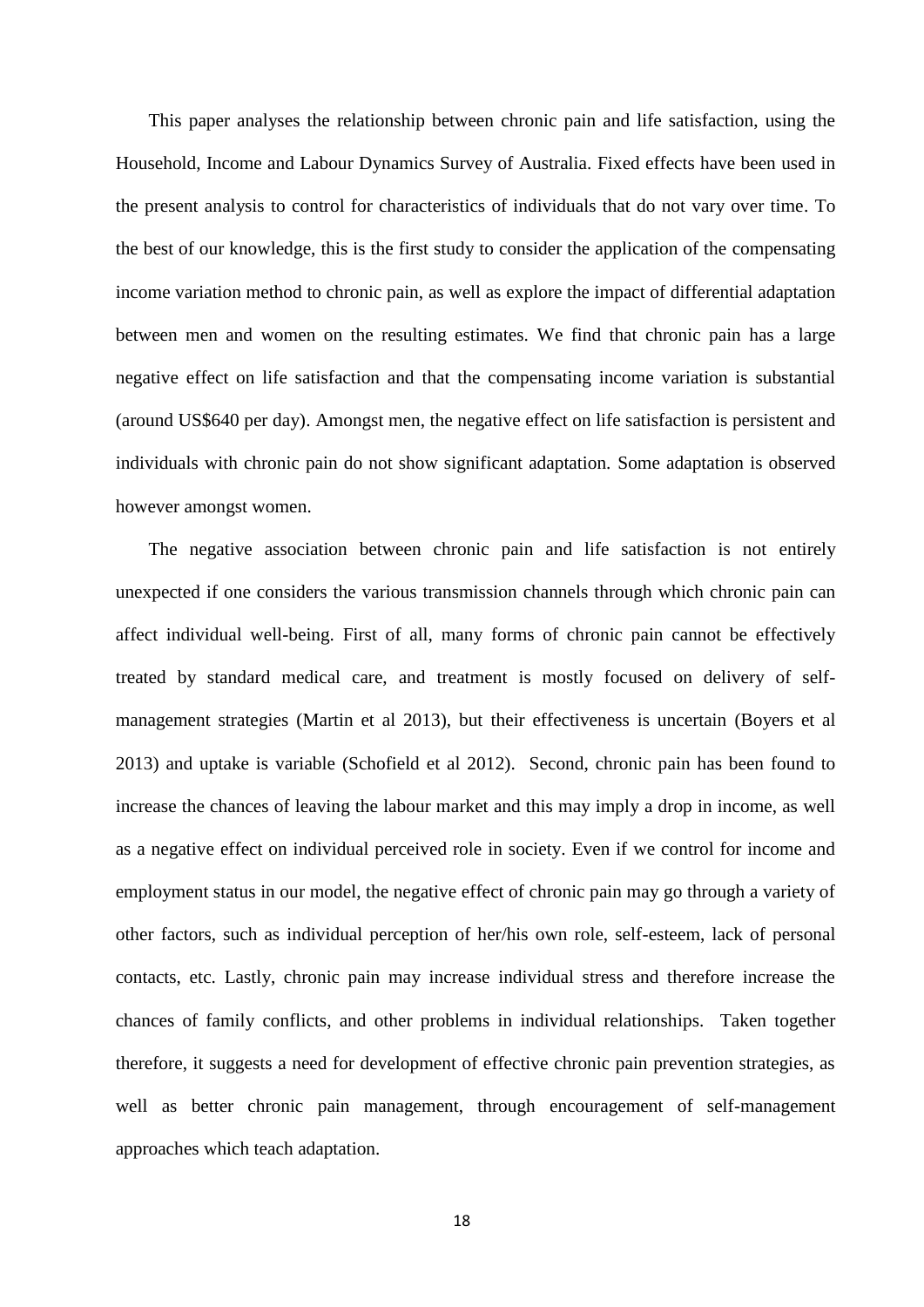This paper analyses the relationship between chronic pain and life satisfaction, using the Household, Income and Labour Dynamics Survey of Australia. Fixed effects have been used in the present analysis to control for characteristics of individuals that do not vary over time. To the best of our knowledge, this is the first study to consider the application of the compensating income variation method to chronic pain, as well as explore the impact of differential adaptation between men and women on the resulting estimates. We find that chronic pain has a large negative effect on life satisfaction and that the compensating income variation is substantial (around US$640 per day). Amongst men, the negative effect on life satisfaction is persistent and individuals with chronic pain do not show significant adaptation. Some adaptation is observed however amongst women.

The negative association between chronic pain and life satisfaction is not entirely unexpected if one considers the various transmission channels through which chronic pain can affect individual well-being. First of all, many forms of chronic pain cannot be effectively treated by standard medical care, and treatment is mostly focused on delivery of self-management strategies (Martin et al 2013), but their effectiveness is uncertain (Boyers et al 2013) and uptake is variable (Schofield et al 2012). Second, chronic pain has been found to increase the chances of leaving the labour market and this may imply a drop in income, as well as a negative effect on individual perceived role in society. Even if we control for income and employment status in our model, the negative effect of chronic pain may go through a variety of other factors, such as individual perception of her/his own role, self-esteem, lack of personal contacts, etc. Lastly, chronic pain may increase individual stress and therefore increase the chances of family conflicts, and other problems in individual relationships. Taken together therefore, it suggests a need for development of effective chronic pain prevention strategies, as well as better chronic pain management, through encouragement of self-management approaches which teach adaptation.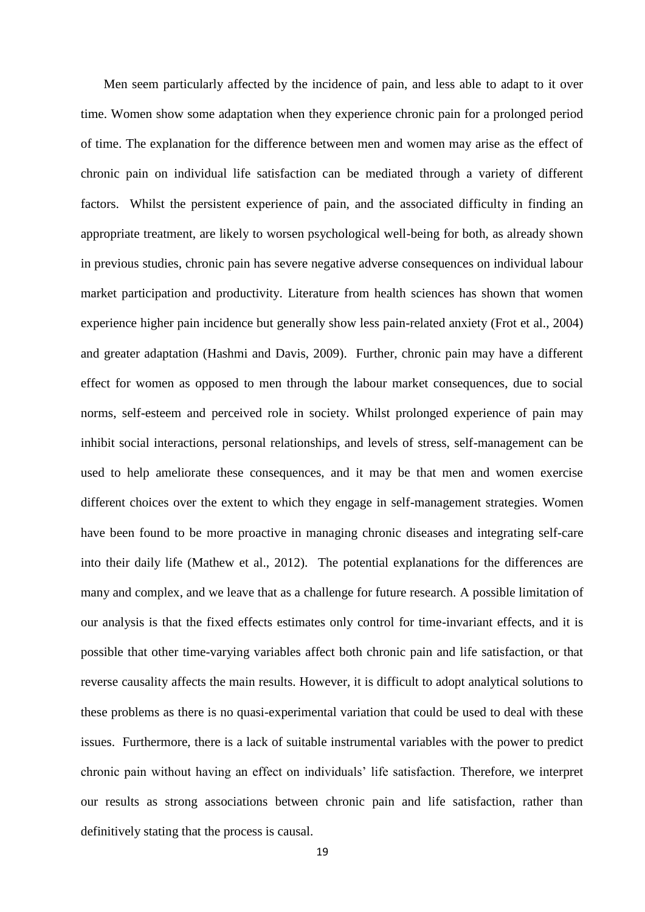Men seem particularly affected by the incidence of pain, and less able to adapt to it over time. Women show some adaptation when they experience chronic pain for a prolonged period of time. The explanation for the difference between men and women may arise as the effect of chronic pain on individual life satisfaction can be mediated through a variety of different factors. Whilst the persistent experience of pain, and the associated difficulty in finding an appropriate treatment, are likely to worsen psychological well-being for both, as already shown in previous studies, chronic pain has severe negative adverse consequences on individual labour market participation and productivity. Literature from health sciences has shown that women experience higher pain incidence but generally show less pain-related anxiety (Frot et al., 2004) and greater adaptation (Hashmi and Davis, 2009). Further, chronic pain may have a different effect for women as opposed to men through the labour market consequences, due to social norms, self-esteem and perceived role in society. Whilst prolonged experience of pain may inhibit social interactions, personal relationships, and levels of stress, self-management can be used to help ameliorate these consequences, and it may be that men and women exercise different choices over the extent to which they engage in self-management strategies. Women have been found to be more proactive in managing chronic diseases and integrating self-care into their daily life (Mathew et al., 2012). The potential explanations for the differences are many and complex, and we leave that as a challenge for future research. A possible limitation of our analysis is that the fixed effects estimates only control for time-invariant effects, and it is possible that other time-varying variables affect both chronic pain and life satisfaction, or that reverse causality affects the main results. However, it is difficult to adopt analytical solutions to these problems as there is no quasi-experimental variation that could be used to deal with these issues. Furthermore, there is a lack of suitable instrumental variables with the power to predict chronic pain without having an effect on individuals' life satisfaction. Therefore, we interpret our results as strong associations between chronic pain and life satisfaction, rather than definitively stating that the process is causal.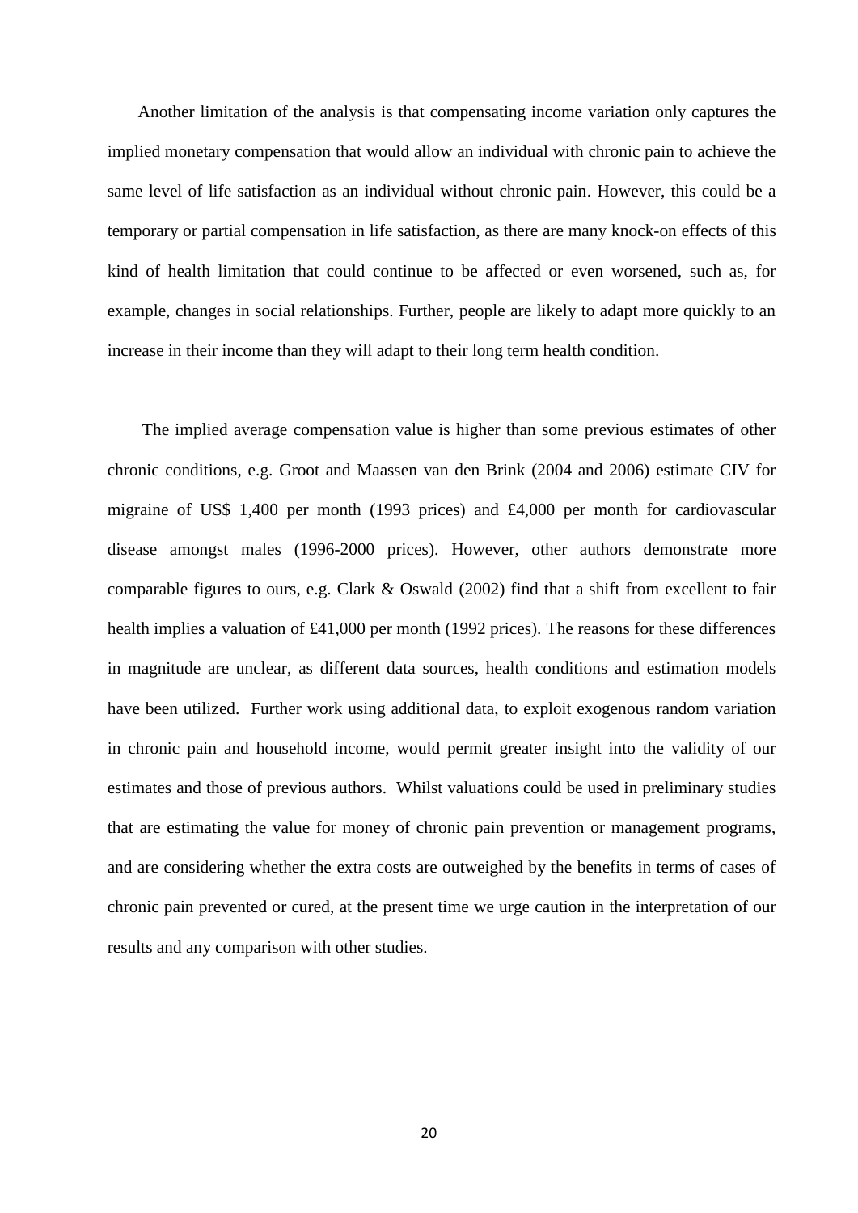Another limitation of the analysis is that compensating income variation only captures the implied monetary compensation that would allow an individual with chronic pain to achieve the same level of life satisfaction as an individual without chronic pain. However, this could be a temporary or partial compensation in life satisfaction, as there are many knock-on effects of this kind of health limitation that could continue to be affected or even worsened, such as, for example, changes in social relationships. Further, people are likely to adapt more quickly to an increase in their income than they will adapt to their long term health condition.

The implied average compensation value is higher than some previous estimates of other chronic conditions, e.g. Groot and Maassen van den Brink (2004 and 2006) estimate CIV for migraine of US$ 1,400 per month (1993 prices) and £4,000 per month for cardiovascular disease amongst males (1996-2000 prices). However, other authors demonstrate more comparable figures to ours, e.g. Clark & Oswald (2002) find that a shift from excellent to fair health implies a valuation of £41,000 per month (1992 prices). The reasons for these differences in magnitude are unclear, as different data sources, health conditions and estimation models have been utilized. Further work using additional data, to exploit exogenous random variation in chronic pain and household income, would permit greater insight into the validity of our estimates and those of previous authors. Whilst valuations could be used in preliminary studies that are estimating the value for money of chronic pain prevention or management programs, and are considering whether the extra costs are outweighed by the benefits in terms of cases of chronic pain prevented or cured, at the present time we urge caution in the interpretation of our results and any comparison with other studies.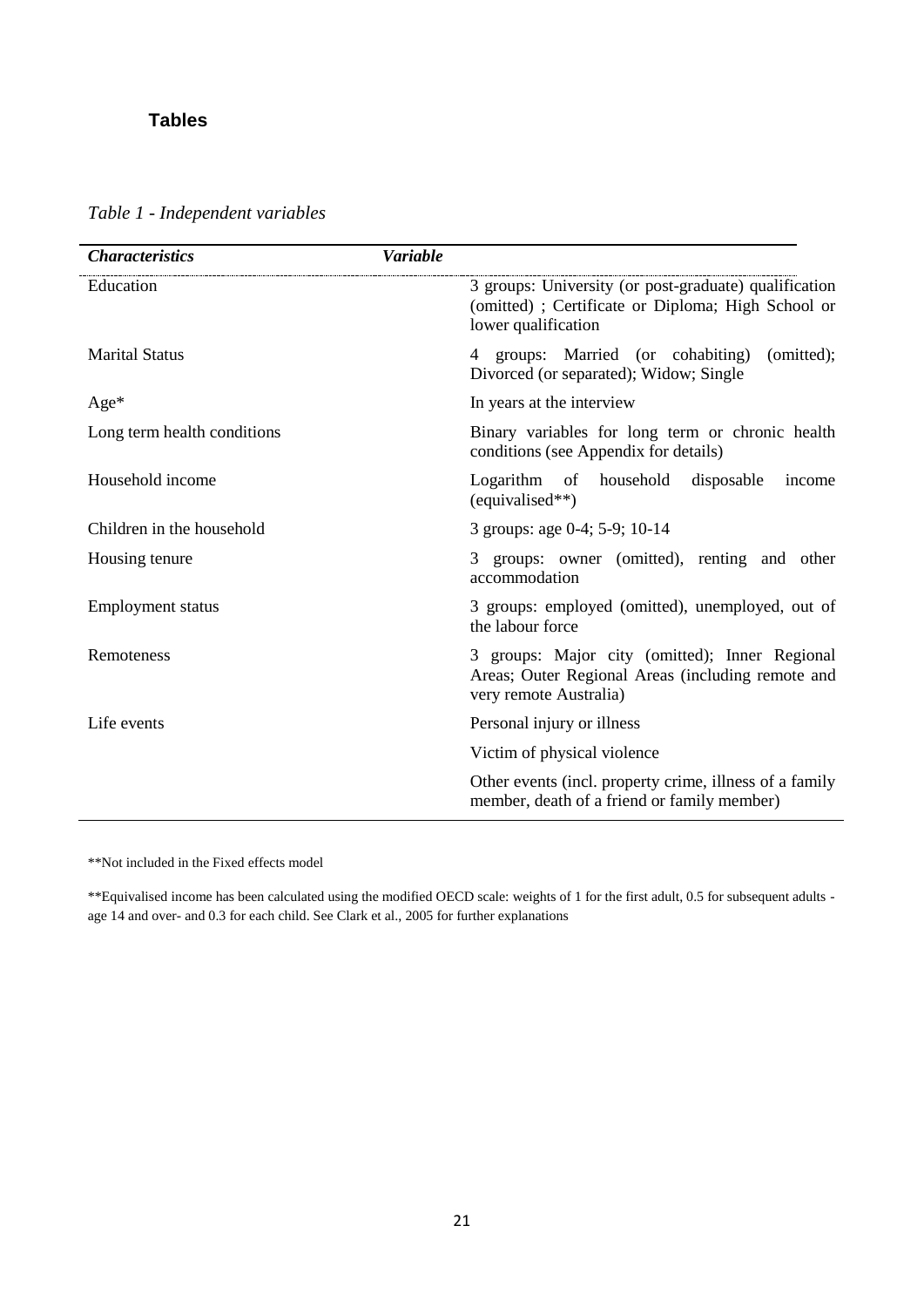## Tables

*Table 1 - Independent variables*

| ***Characteristics*** | ***Variable*** |
|---|---|
| Education | 3 groups: University (or post-graduate) qualification (omitted) ; Certificate or Diploma; High School or lower qualification |
| Marital Status | 4 groups: Married (or cohabiting) (omitted); Divorced (or separated); Widow; Single |
| Age* | In years at the interview |
| Long term health conditions | Binary variables for long term or chronic health conditions (see Appendix for details) |
| Household income | Logarithm of household disposable income (equivalised**) |
| Children in the household | 3 groups: age 0-4; 5-9; 10-14 |
| Housing tenure | 3 groups: owner (omitted), renting and other accommodation |
| Employment status | 3 groups: employed (omitted), unemployed, out of the labour force |
| Remoteness | 3 groups: Major city (omitted); Inner Regional Areas; Outer Regional Areas (including remote and very remote Australia) |
| Life events | Personal injury or illness |
| | Victim of physical violence |
| | Other events (incl. property crime, illness of a family member, death of a friend or family member) |

**Not included in the Fixed effects model

**Equivalised income has been calculated using the modified OECD scale: weights of 1 for the first adult, 0.5 for subsequent adults - age 14 and over- and 0.3 for each child. See Clark et al., 2005 for further explanations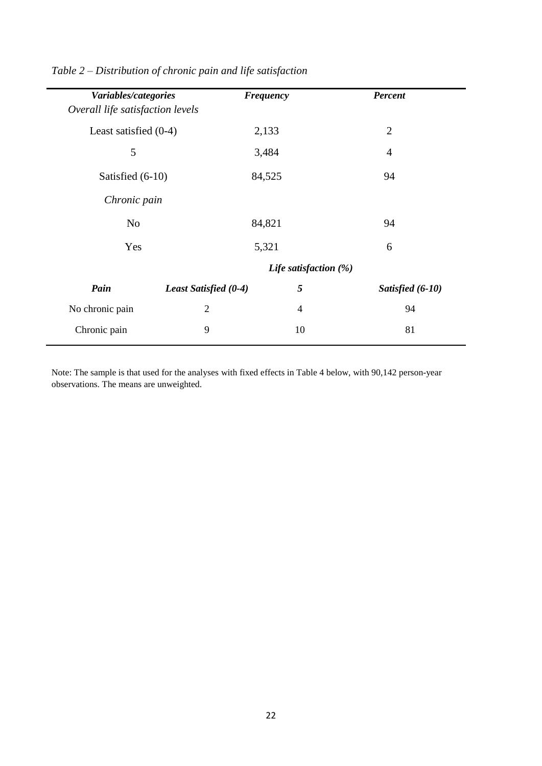*Table 2 – Distribution of chronic pain and life satisfaction*

| ***Variables/categories*** | | ***Frequency*** | ***Percent*** |
|---|---|---|---|
| *Overall life satisfaction levels* | | | |
| Least satisfied (0-4) | | 2,133 | 2 |
| 5 | | 3,484 | 4 |
| Satisfied (6-10) | | 84,525 | 94 |
| *Chronic pain* | | | |
| No | | 84,821 | 94 |
| Yes | | 5,321 | 6 |
| | | ***Life satisfaction (%)*** | |
| ***Pain*** | ***Least Satisfied (0-4)*** | ***5*** | ***Satisfied (6-10)*** |
| No chronic pain | 2 | 4 | 94 |
| Chronic pain | 9 | 10 | 81 |

Note: The sample is that used for the analyses with fixed effects in Table 4 below, with 90,142 person-year observations. The means are unweighted.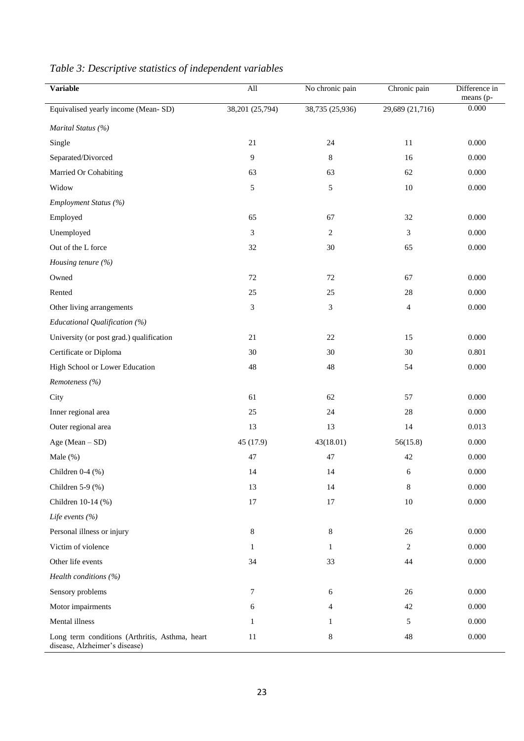*Table 3: Descriptive statistics of independent variables*

| Variable | All | No chronic pain | Chronic pain | Difference in means (p- |
|---|---|---|---|---|
| Equivalised yearly income (Mean- SD) | 38,201 (25,794) | 38,735 (25,936) | 29,689 (21,716) | 0.000 |
| *Marital Status (%)* | | | | |
| Single | 21 | 24 | 11 | 0.000 |
| Separated/Divorced | 9 | 8 | 16 | 0.000 |
| Married Or Cohabiting | 63 | 63 | 62 | 0.000 |
| Widow | 5 | 5 | 10 | 0.000 |
| *Employment Status (%)* | | | | |
| Employed | 65 | 67 | 32 | 0.000 |
| Unemployed | 3 | 2 | 3 | 0.000 |
| Out of the L force | 32 | 30 | 65 | 0.000 |
| *Housing tenure (%)* | | | | |
| Owned | 72 | 72 | 67 | 0.000 |
| Rented | 25 | 25 | 28 | 0.000 |
| Other living arrangements | 3 | 3 | 4 | 0.000 |
| *Educational Qualification (%)* | | | | |
| University (or post grad.) qualification | 21 | 22 | 15 | 0.000 |
| Certificate or Diploma | 30 | 30 | 30 | 0.801 |
| High School or Lower Education | 48 | 48 | 54 | 0.000 |
| *Remoteness (%)* | | | | |
| City | 61 | 62 | 57 | 0.000 |
| Inner regional area | 25 | 24 | 28 | 0.000 |
| Outer regional area | 13 | 13 | 14 | 0.013 |
| Age (Mean – SD) | 45 (17.9) | 43(18.01) | 56(15.8) | 0.000 |
| Male (%) | 47 | 47 | 42 | 0.000 |
| Children 0-4 (%) | 14 | 14 | 6 | 0.000 |
| Children 5-9 (%) | 13 | 14 | 8 | 0.000 |
| Children 10-14 (%) | 17 | 17 | 10 | 0.000 |
| *Life events (%)* | | | | |
| Personal illness or injury | 8 | 8 | 26 | 0.000 |
| Victim of violence | 1 | 1 | 2 | 0.000 |
| Other life events | 34 | 33 | 44 | 0.000 |
| *Health conditions (%)* | | | | |
| Sensory problems | 7 | 6 | 26 | 0.000 |
| Motor impairments | 6 | 4 | 42 | 0.000 |
| Mental illness | 1 | 1 | 5 | 0.000 |
| Long term conditions (Arthritis, Asthma, heart disease, Alzheimer's disease) | 11 | 8 | 48 | 0.000 |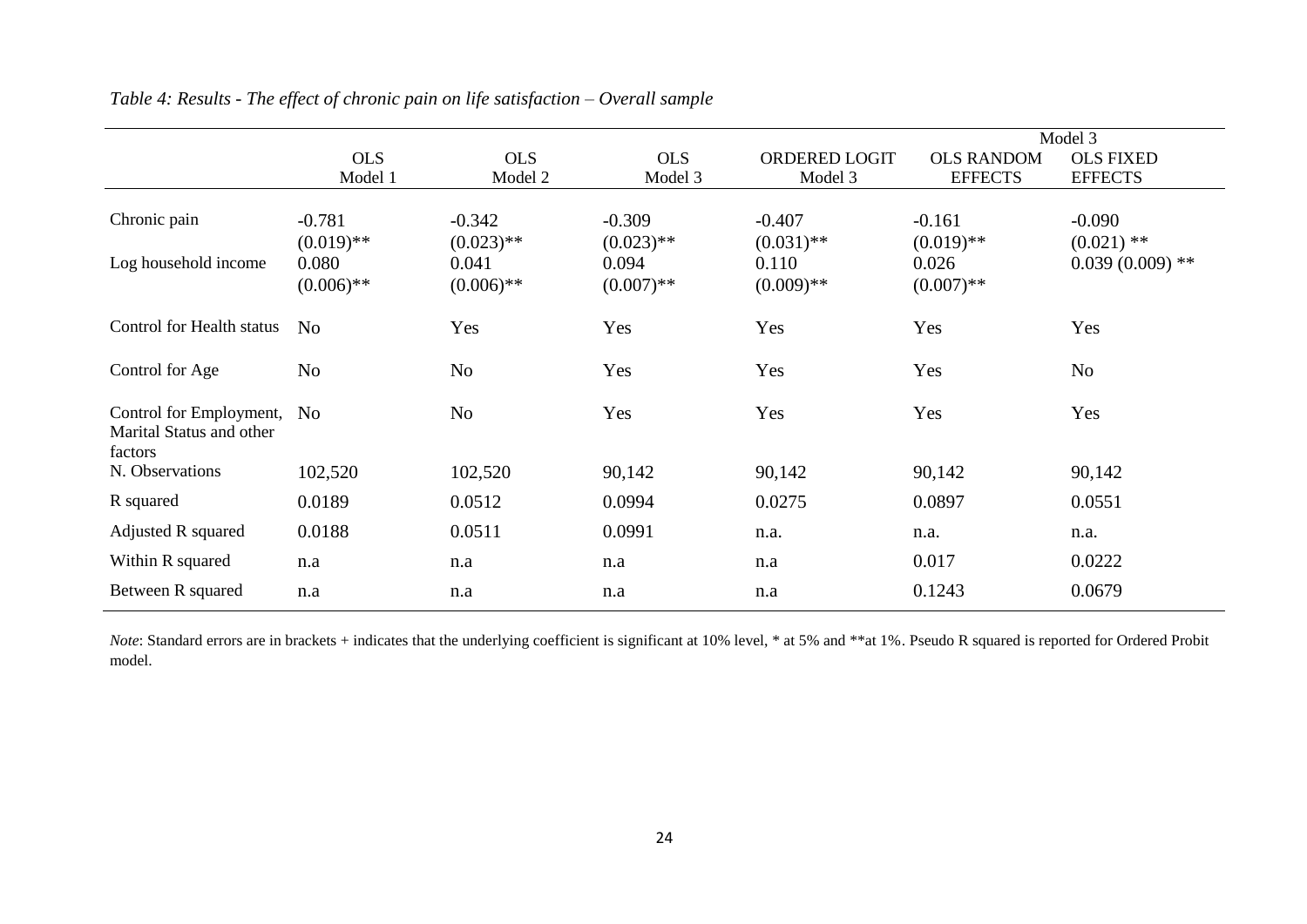*Table 4: Results - The effect of chronic pain on life satisfaction – Overall sample*

| | OLS Model 1 | OLS Model 2 | OLS Model 3 | ORDERED LOGIT Model 3 | Model 3 | |
|---|---|---|---|---|---|---|
| | | | | | OLS RANDOM EFFECTS | OLS FIXED EFFECTS |
| Chronic pain | -0.781 (0.019)** | -0.342 (0.023)** | -0.309 (0.023)** | -0.407 (0.031)** | -0.161 (0.019)** | -0.090 (0.021) ** |
| Log household income | 0.080 (0.006)** | 0.041 (0.006)** | 0.094 (0.007)** | 0.110 (0.009)** | 0.026 (0.007)** | 0.039 (0.009) ** |
| Control for Health status | No | Yes | Yes | Yes | Yes | Yes |
| Control for Age | No | No | Yes | Yes | Yes | No |
| Control for Employment, Marital Status and other factors | No | No | Yes | Yes | Yes | Yes |
| N. Observations | 102,520 | 102,520 | 90,142 | 90,142 | 90,142 | 90,142 |
| R squared | 0.0189 | 0.0512 | 0.0994 | 0.0275 | 0.0897 | 0.0551 |
| Adjusted R squared | 0.0188 | 0.0511 | 0.0991 | n.a. | n.a. | n.a. |
| Within R squared | n.a | n.a | n.a | n.a | 0.017 | 0.0222 |
| Between R squared | n.a | n.a | n.a | n.a | 0.1243 | 0.0679 |

*Note*: Standard errors are in brackets + indicates that the underlying coefficient is significant at 10% level, * at 5% and **at 1%. Pseudo R squared is reported for Ordered Probit model.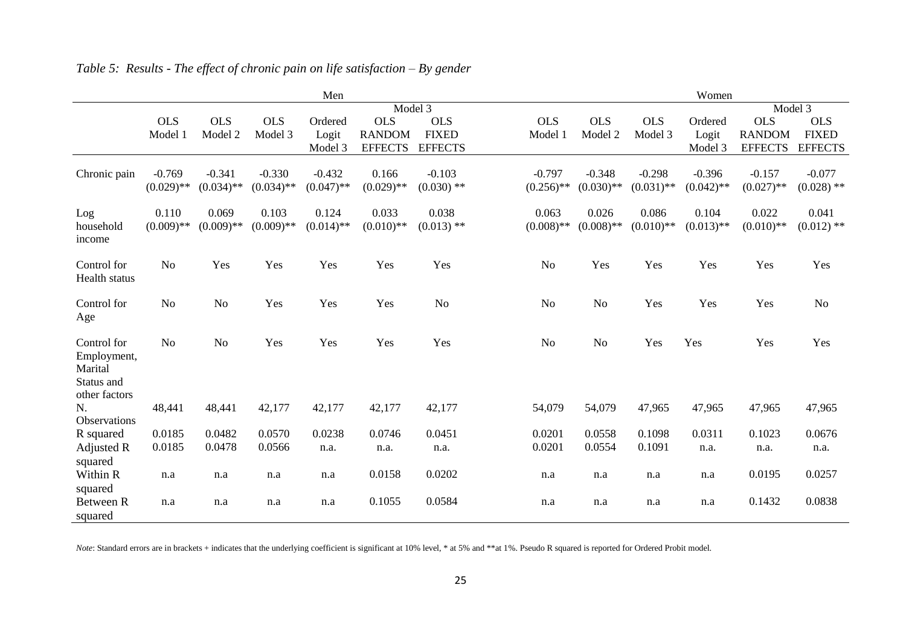*Table 5: Results - The effect of chronic pain on life satisfaction – By gender*

| | Men | | | | | | Women | | | | | |
|---|---|---|---|---|---|---|---|---|---|---|---|---|
| | | | | | Model 3 | | | | | | Model 3 | |
| | OLS Model 1 | OLS Model 2 | OLS Model 3 | Ordered Logit Model 3 | OLS RANDOM EFFECTS | OLS FIXED EFFECTS | OLS Model 1 | OLS Model 2 | OLS Model 3 | Ordered Logit Model 3 | OLS RANDOM EFFECTS | OLS FIXED EFFECTS |
| Chronic pain | -0.769 | -0.341 | -0.330 | -0.432 | 0.166 | -0.103 | -0.797 | -0.348 | -0.298 | -0.396 | -0.157 | -0.077 |
| | (0.029)** | (0.034)** | (0.034)** | (0.047)** | (0.029)** | (0.030) ** | (0.256)** | (0.030)** | (0.031)** | (0.042)** | (0.027)** | (0.028) ** |
| Log household income | 0.110 | 0.069 | 0.103 | 0.124 | 0.033 | 0.038 | 0.063 | 0.026 | 0.086 | 0.104 | 0.022 | 0.041 |
| | (0.009)** | (0.009)** | (0.009)** | (0.014)** | (0.010)** | (0.013) ** | (0.008)** | (0.008)** | (0.010)** | (0.013)** | (0.010)** | (0.012) ** |
| Control for Health status | No | Yes | Yes | Yes | Yes | Yes | No | Yes | Yes | Yes | Yes | Yes |
| Control for Age | No | No | Yes | Yes | Yes | No | No | No | Yes | Yes | Yes | No |
| Control for Employment, Marital Status and other factors | No | No | Yes | Yes | Yes | Yes | No | No | Yes | Yes | Yes | Yes |
| N. Observations | 48,441 | 48,441 | 42,177 | 42,177 | 42,177 | 42,177 | 54,079 | 54,079 | 47,965 | 47,965 | 47,965 | 47,965 |
| R squared | 0.0185 | 0.0482 | 0.0570 | 0.0238 | 0.0746 | 0.0451 | 0.0201 | 0.0558 | 0.1098 | 0.0311 | 0.1023 | 0.0676 |
| Adjusted R squared | 0.0185 | 0.0478 | 0.0566 | n.a. | n.a. | n.a. | 0.0201 | 0.0554 | 0.1091 | n.a. | n.a. | n.a. |
| Within R squared | n.a | n.a | n.a | n.a | 0.0158 | 0.0202 | n.a | n.a | n.a | n.a | 0.0195 | 0.0257 |
| Between R squared | n.a | n.a | n.a | n.a | 0.1055 | 0.0584 | n.a | n.a | n.a | n.a | 0.1432 | 0.0838 |

*Note*: Standard errors are in brackets + indicates that the underlying coefficient is significant at 10% level, * at 5% and **at 1%. Pseudo R squared is reported for Ordered Probit model.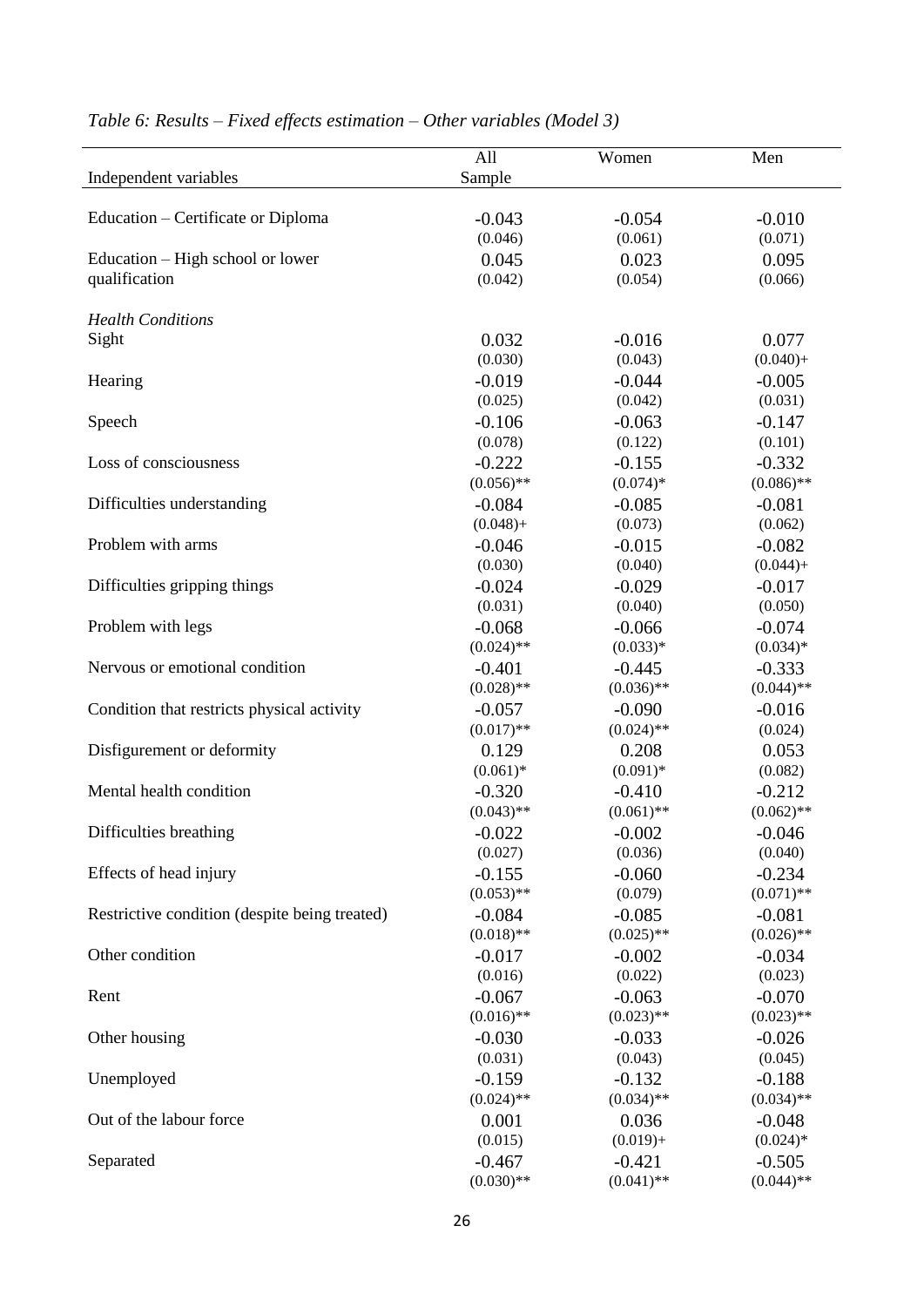*Table 6: Results – Fixed effects estimation – Other variables (Model 3)*

| Independent variables | All Sample | Women | Men |
|---|---|---|---|
| Education – Certificate or Diploma | -0.043 | -0.054 | -0.010 |
| | (0.046) | (0.061) | (0.071) |
| Education – High school or lower qualification | 0.045 | 0.023 | 0.095 |
| | (0.042) | (0.054) | (0.066) |
| *Health Conditions* | | | |
| Sight | 0.032 | -0.016 | 0.077 |
| | (0.030) | (0.043) | (0.040)+ |
| Hearing | -0.019 | -0.044 | -0.005 |
| | (0.025) | (0.042) | (0.031) |
| Speech | -0.106 | -0.063 | -0.147 |
| | (0.078) | (0.122) | (0.101) |
| Loss of consciousness | -0.222 | -0.155 | -0.332 |
| | (0.056)** | (0.074)* | (0.086)** |
| Difficulties understanding | -0.084 | -0.085 | -0.081 |
| | (0.048)+ | (0.073) | (0.062) |
| Problem with arms | -0.046 | -0.015 | -0.082 |
| | (0.030) | (0.040) | (0.044)+ |
| Difficulties gripping things | -0.024 | -0.029 | -0.017 |
| | (0.031) | (0.040) | (0.050) |
| Problem with legs | -0.068 | -0.066 | -0.074 |
| | (0.024)** | (0.033)* | (0.034)* |
| Nervous or emotional condition | -0.401 | -0.445 | -0.333 |
| | (0.028)** | (0.036)** | (0.044)** |
| Condition that restricts physical activity | -0.057 | -0.090 | -0.016 |
| | (0.017)** | (0.024)** | (0.024) |
| Disfigurement or deformity | 0.129 | 0.208 | 0.053 |
| | (0.061)* | (0.091)* | (0.082) |
| Mental health condition | -0.320 | -0.410 | -0.212 |
| | (0.043)** | (0.061)** | (0.062)** |
| Difficulties breathing | -0.022 | -0.002 | -0.046 |
| | (0.027) | (0.036) | (0.040) |
| Effects of head injury | -0.155 | -0.060 | -0.234 |
| | (0.053)** | (0.079) | (0.071)** |
| Restrictive condition (despite being treated) | -0.084 | -0.085 | -0.081 |
| | (0.018)** | (0.025)** | (0.026)** |
| Other condition | -0.017 | -0.002 | -0.034 |
| | (0.016) | (0.022) | (0.023) |
| Rent | -0.067 | -0.063 | -0.070 |
| | (0.016)** | (0.023)** | (0.023)** |
| Other housing | -0.030 | -0.033 | -0.026 |
| | (0.031) | (0.043) | (0.045) |
| Unemployed | -0.159 | -0.132 | -0.188 |
| | (0.024)** | (0.034)** | (0.034)** |
| Out of the labour force | 0.001 | 0.036 | -0.048 |
| | (0.015) | (0.019)+ | (0.024)* |
| Separated | -0.467 | -0.421 | -0.505 |
| | (0.030)** | (0.041)** | (0.044)** |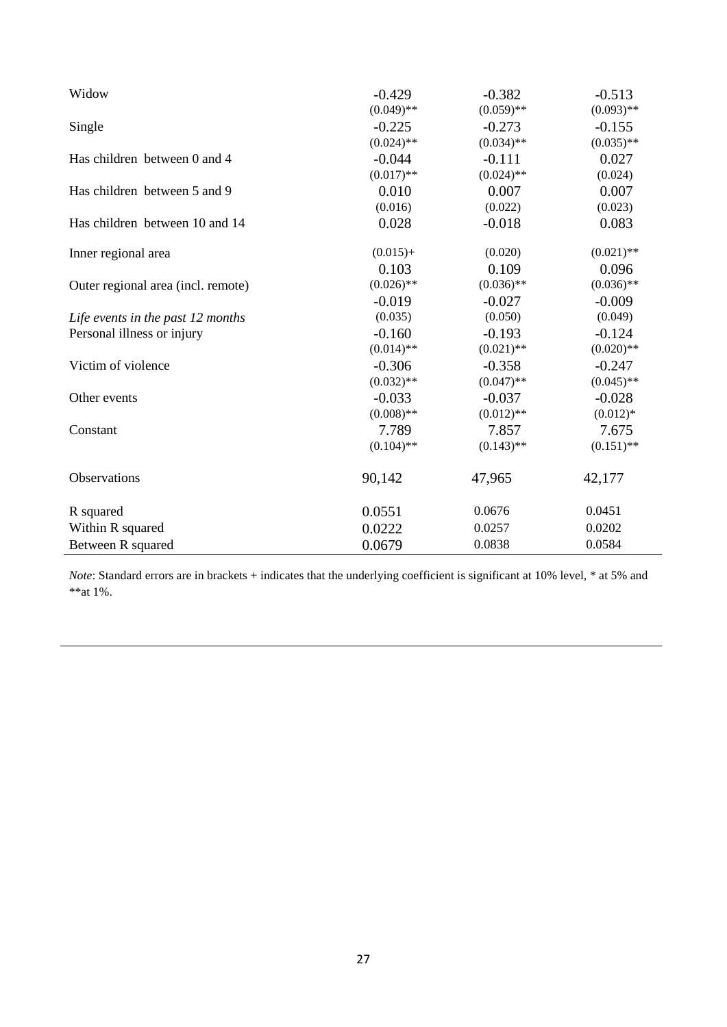| | | | |
|---|---|---|---|
| Widow | -0.429 | -0.382 | -0.513 |
| | (0.049)** | (0.059)** | (0.093)** |
| Single | -0.225 | -0.273 | -0.155 |
| | (0.024)** | (0.034)** | (0.035)** |
| Has children between 0 and 4 | -0.044 | -0.111 | 0.027 |
| | (0.017)** | (0.024)** | (0.024) |
| Has children between 5 and 9 | 0.010 | 0.007 | 0.007 |
| | (0.016) | (0.022) | (0.023) |
| Has children between 10 and 14 | 0.028 | -0.018 | 0.083 |
| Inner regional area | (0.015)+ | (0.020) | (0.021)** |
| | 0.103 | 0.109 | 0.096 |
| Outer regional area (incl. remote) | (0.026)** | (0.036)** | (0.036)** |
| | -0.019 | -0.027 | -0.009 |
| *Life events in the past 12 months* | (0.035) | (0.050) | (0.049) |
| Personal illness or injury | -0.160 | -0.193 | -0.124 |
| | (0.014)** | (0.021)** | (0.020)** |
| Victim of violence | -0.306 | -0.358 | -0.247 |
| | (0.032)** | (0.047)** | (0.045)** |
| Other events | -0.033 | -0.037 | -0.028 |
| | (0.008)** | (0.012)** | (0.012)* |
| Constant | 7.789 | 7.857 | 7.675 |
| | (0.104)** | (0.143)** | (0.151)** |
| Observations | 90,142 | 47,965 | 42,177 |
| R squared | 0.0551 | 0.0676 | 0.0451 |
| Within R squared | 0.0222 | 0.0257 | 0.0202 |
| Between R squared | 0.0679 | 0.0838 | 0.0584 |

*Note*: Standard errors are in brackets + indicates that the underlying coefficient is significant at 10% level, * at 5% and **at 1%.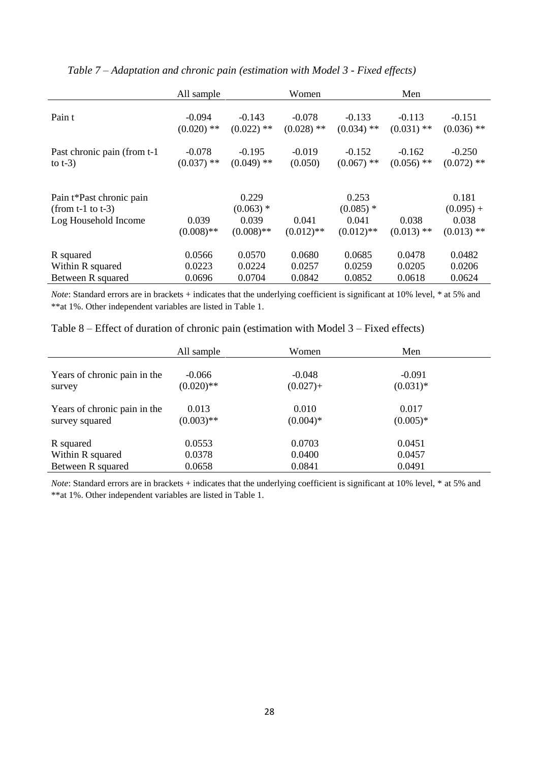*Table 7 – Adaptation and chronic pain (estimation with Model 3 - Fixed effects)*

| | All sample | | Women | | Men | |
|---|---|---|---|---|---|---|
| Pain t | -0.094<br>(0.020) ** | -0.143<br>(0.022) ** | -0.078<br>(0.028) ** | -0.133<br>(0.034) ** | -0.113<br>(0.031) ** | -0.151<br>(0.036) ** |
| Past chronic pain (from t-1 to t-3) | -0.078<br>(0.037) ** | -0.195<br>(0.049) ** | -0.019<br>(0.050) | -0.152<br>(0.067) ** | -0.162<br>(0.056) ** | -0.250<br>(0.072) ** |
| Pain t*Past chronic pain (from t-1 to t-3) | | 0.229<br>(0.063) * | | 0.253<br>(0.085) * | | 0.181<br>(0.095) + |
| Log Household Income | 0.039<br>(0.008)** | 0.039<br>(0.008)** | 0.041<br>(0.012)** | 0.041<br>(0.012)** | 0.038<br>(0.013) ** | 0.038<br>(0.013) ** |
| R squared | 0.0566 | 0.0570 | 0.0680 | 0.0685 | 0.0478 | 0.0482 |
| Within R squared | 0.0223 | 0.0224 | 0.0257 | 0.0259 | 0.0205 | 0.0206 |
| Between R squared | 0.0696 | 0.0704 | 0.0842 | 0.0852 | 0.0618 | 0.0624 |

*Note*: Standard errors are in brackets + indicates that the underlying coefficient is significant at 10% level, * at 5% and **at 1%. Other independent variables are listed in Table 1.

Table 8 – Effect of duration of chronic pain (estimation with Model 3 – Fixed effects)

| | All sample | Women | Men |
|---|---|---|---|
| Years of chronic pain in the survey | -0.066<br>(0.020)** | -0.048<br>(0.027)+ | -0.091<br>(0.031)* |
| Years of chronic pain in the survey squared | 0.013<br>(0.003)** | 0.010<br>(0.004)* | 0.017<br>(0.005)* |
| R squared | 0.0553 | 0.0703 | 0.0451 |
| Within R squared | 0.0378 | 0.0400 | 0.0457 |
| Between R squared | 0.0658 | 0.0841 | 0.0491 |

*Note*: Standard errors are in brackets + indicates that the underlying coefficient is significant at 10% level, * at 5% and **at 1%. Other independent variables are listed in Table 1.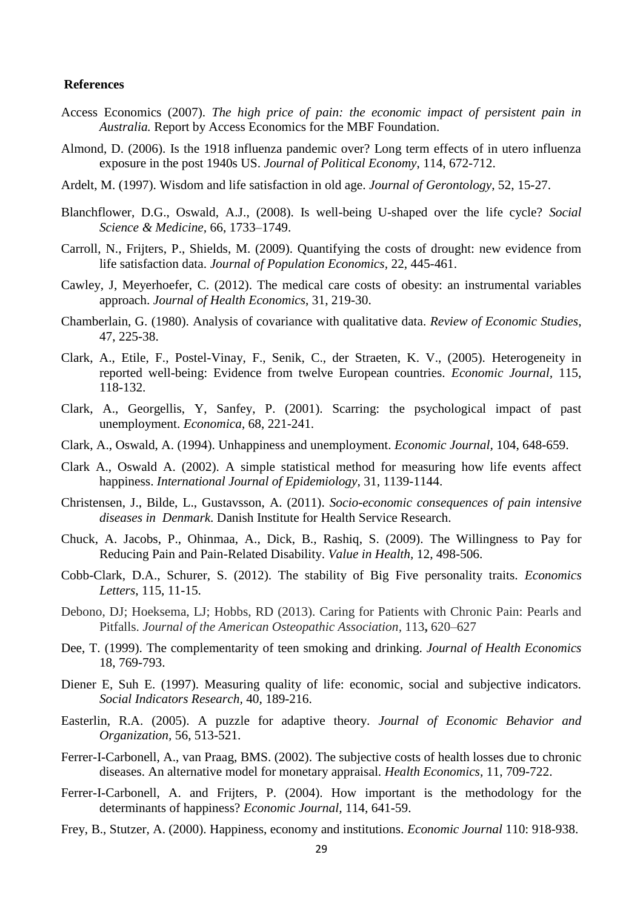**References**

Access Economics (2007). *The high price of pain: the economic impact of persistent pain in Australia.* Report by Access Economics for the MBF Foundation.

Almond, D. (2006). Is the 1918 influenza pandemic over? Long term effects of in utero influenza exposure in the post 1940s US. *Journal of Political Economy*, 114, 672-712.

Ardelt, M. (1997). Wisdom and life satisfaction in old age. *Journal of Gerontology*, 52, 15-27.

Blanchflower, D.G., Oswald, A.J., (2008). Is well-being U-shaped over the life cycle? *Social Science & Medicine*, 66, 1733–1749.

Carroll, N., Frijters, P., Shields, M. (2009). Quantifying the costs of drought: new evidence from life satisfaction data. *Journal of Population Economics*, 22, 445-461.

Cawley, J, Meyerhoefer, C. (2012). The medical care costs of obesity: an instrumental variables approach. *Journal of Health Economics*, 31, 219-30.

Chamberlain, G. (1980). Analysis of covariance with qualitative data. *Review of Economic Studies*, 47, 225-38.

Clark, A., Etile, F., Postel-Vinay, F., Senik, C., der Straeten, K. V., (2005). Heterogeneity in reported well-being: Evidence from twelve European countries. *Economic Journal*, 115, 118-132.

Clark, A., Georgellis, Y, Sanfey, P. (2001). Scarring: the psychological impact of past unemployment. *Economica*, 68, 221-241.

Clark, A., Oswald, A. (1994). Unhappiness and unemployment. *Economic Journal*, 104, 648-659.

Clark A., Oswald A. (2002). A simple statistical method for measuring how life events affect happiness. *International Journal of Epidemiology*, 31, 1139-1144.

Christensen, J., Bilde, L., Gustavsson, A. (2011). *Socio-economic consequences of pain intensive diseases in Denmark*. Danish Institute for Health Service Research.

Chuck, A. Jacobs, P., Ohinmaa, A., Dick, B., Rashiq, S. (2009). The Willingness to Pay for Reducing Pain and Pain-Related Disability. *Value in Health*, 12, 498-506.

Cobb-Clark, D.A., Schurer, S. (2012). The stability of Big Five personality traits. *Economics Letters*, 115, 11-15.

Debono, DJ; Hoeksema, LJ; Hobbs, RD (2013). Caring for Patients with Chronic Pain: Pearls and Pitfalls. *Journal of the American Osteopathic Association*, 113**,** 620–627

Dee, T. (1999). The complementarity of teen smoking and drinking. *Journal of Health Economics* 18, 769-793.

Diener E, Suh E. (1997). Measuring quality of life: economic, social and subjective indicators. *Social Indicators Research*, 40, 189-216.

Easterlin, R.A. (2005). A puzzle for adaptive theory. *Journal of Economic Behavior and Organization*, 56, 513-521.

Ferrer-I-Carbonell, A., van Praag, BMS. (2002). The subjective costs of health losses due to chronic diseases. An alternative model for monetary appraisal. *Health Economics*, 11, 709-722.

Ferrer-I-Carbonell, A. and Frijters, P. (2004). How important is the methodology for the determinants of happiness? *Economic Journal*, 114, 641-59.

Frey, B., Stutzer, A. (2000). Happiness, economy and institutions. *Economic Journal* 110: 918-938.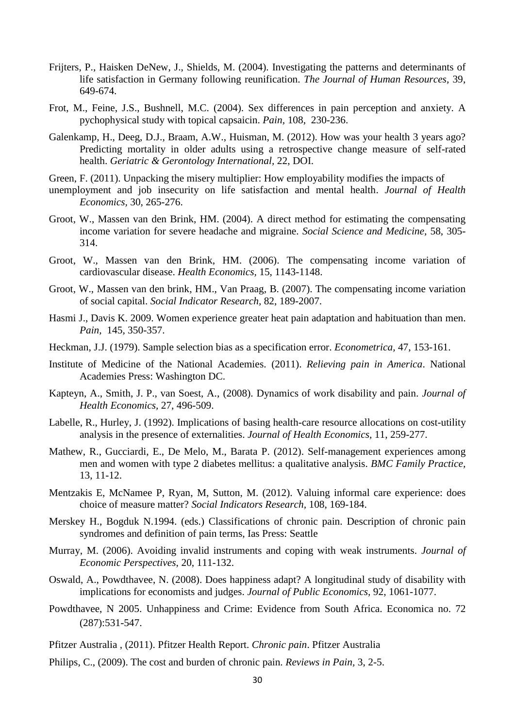Frijters, P., Haisken DeNew, J., Shields, M. (2004). Investigating the patterns and determinants of life satisfaction in Germany following reunification. *The Journal of Human Resources*, 39, 649-674.

Frot, M., Feine, J.S., Bushnell, M.C. (2004). Sex differences in pain perception and anxiety. A pychophysical study with topical capsaicin. *Pain*, 108, 230-236.

Galenkamp, H., Deeg, D.J., Braam, A.W., Huisman, M. (2012). How was your health 3 years ago? Predicting mortality in older adults using a retrospective change measure of self-rated health. *Geriatric & Gerontology International*, 22, DOI.

Green, F. (2011). Unpacking the misery multiplier: How employability modifies the impacts of unemployment and job insecurity on life satisfaction and mental health. *Journal of Health Economics,* 30, 265-276.

Groot, W., Massen van den Brink, HM. (2004). A direct method for estimating the compensating income variation for severe headache and migraine. *Social Science and Medicine*, 58, 305-314.

Groot, W., Massen van den Brink, HM. (2006). The compensating income variation of cardiovascular disease. *Health Economics,* 15, 1143-1148.

Groot, W., Massen van den brink, HM., Van Praag, B. (2007). The compensating income variation of social capital. *Social Indicator Research,* 82, 189-2007.

Hasmi J., Davis K. 2009. Women experience greater heat pain adaptation and habituation than men. *Pain*, 145, 350-357.

Heckman, J.J. (1979). Sample selection bias as a specification error. *Econometrica,* 47, 153-161.

Institute of Medicine of the National Academies. (2011). *Relieving pain in America*. National Academies Press: Washington DC.

Kapteyn, A., Smith, J. P., van Soest, A., (2008). Dynamics of work disability and pain. *Journal of Health Economics*, 27, 496-509.

Labelle, R., Hurley, J. (1992). Implications of basing health-care resource allocations on cost-utility analysis in the presence of externalities. *Journal of Health Economics,* 11, 259-277.

Mathew, R., Gucciardi, E., De Melo, M., Barata P. (2012). Self-management experiences among men and women with type 2 diabetes mellitus: a qualitative analysis. *BMC Family Practice*, 13, 11-12.

Mentzakis E, McNamee P, Ryan, M, Sutton, M. (2012). Valuing informal care experience: does choice of measure matter? *Social Indicators Research*, 108, 169-184.

Merskey H., Bogduk N.1994. (eds.) Classifications of chronic pain. Description of chronic pain syndromes and definition of pain terms, Ias Press: Seattle

Murray, M. (2006). Avoiding invalid instruments and coping with weak instruments. *Journal of Economic Perspectives*, 20, 111-132.

Oswald, A., Powdthavee, N. (2008). Does happiness adapt? A longitudinal study of disability with implications for economists and judges. *Journal of Public Economics,* 92, 1061-1077.

Powdthavee, N 2005. Unhappiness and Crime: Evidence from South Africa. Economica no. 72 (287):531-547.

Pfitzer Australia , (2011). Pfitzer Health Report. *Chronic pain*. Pfitzer Australia

Philips, C., (2009). The cost and burden of chronic pain. *Reviews in Pain,* 3, 2-5.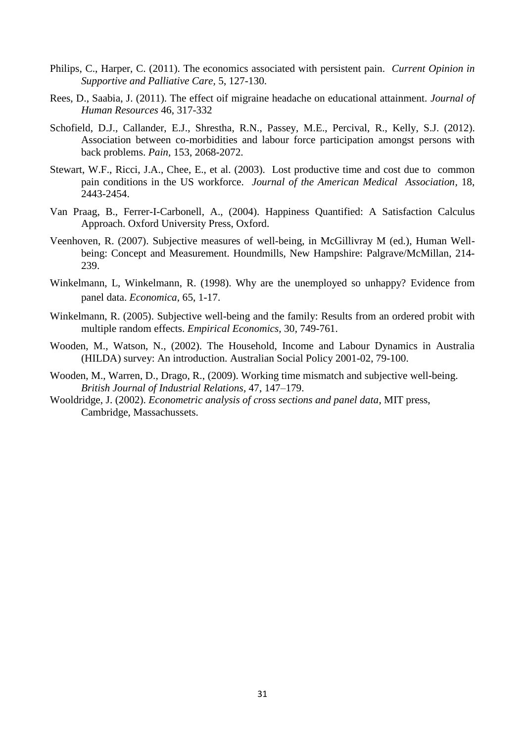Philips, C., Harper, C. (2011). The economics associated with persistent pain. *Current Opinion in Supportive and Palliative Care*, 5, 127-130.

Rees, D., Saabia, J. (2011). The effect oif migraine headache on educational attainment. *Journal of Human Resources* 46, 317-332

Schofield, D.J., Callander, E.J., Shrestha, R.N., Passey, M.E., Percival, R., Kelly, S.J. (2012). Association between co-morbidities and labour force participation amongst persons with back problems. *Pain*, 153, 2068-2072.

Stewart, W.F., Ricci, J.A., Chee, E., et al. (2003). Lost productive time and cost due to common pain conditions in the US workforce. *Journal of the American Medical Association*, 18, 2443-2454.

Van Praag, B., Ferrer-I-Carbonell, A., (2004). Happiness Quantified: A Satisfaction Calculus Approach. Oxford University Press, Oxford.

Veenhoven, R. (2007). Subjective measures of well-being, in McGillivray M (ed.), Human Well-being: Concept and Measurement. Houndmills, New Hampshire: Palgrave/McMillan, 214-239.

Winkelmann, L, Winkelmann, R. (1998). Why are the unemployed so unhappy? Evidence from panel data. *Economica,* 65, 1-17.

Winkelmann, R. (2005). Subjective well-being and the family: Results from an ordered probit with multiple random effects. *Empirical Economics*, 30, 749-761.

Wooden, M., Watson, N., (2002). The Household, Income and Labour Dynamics in Australia (HILDA) survey: An introduction. Australian Social Policy 2001-02, 79-100.

Wooden, M., Warren, D., Drago, R., (2009). Working time mismatch and subjective well-being. *British Journal of Industrial Relations*, 47, 147–179.

Wooldridge, J. (2002). *Econometric analysis of cross sections and panel data*, MIT press, Cambridge, Massachussets.